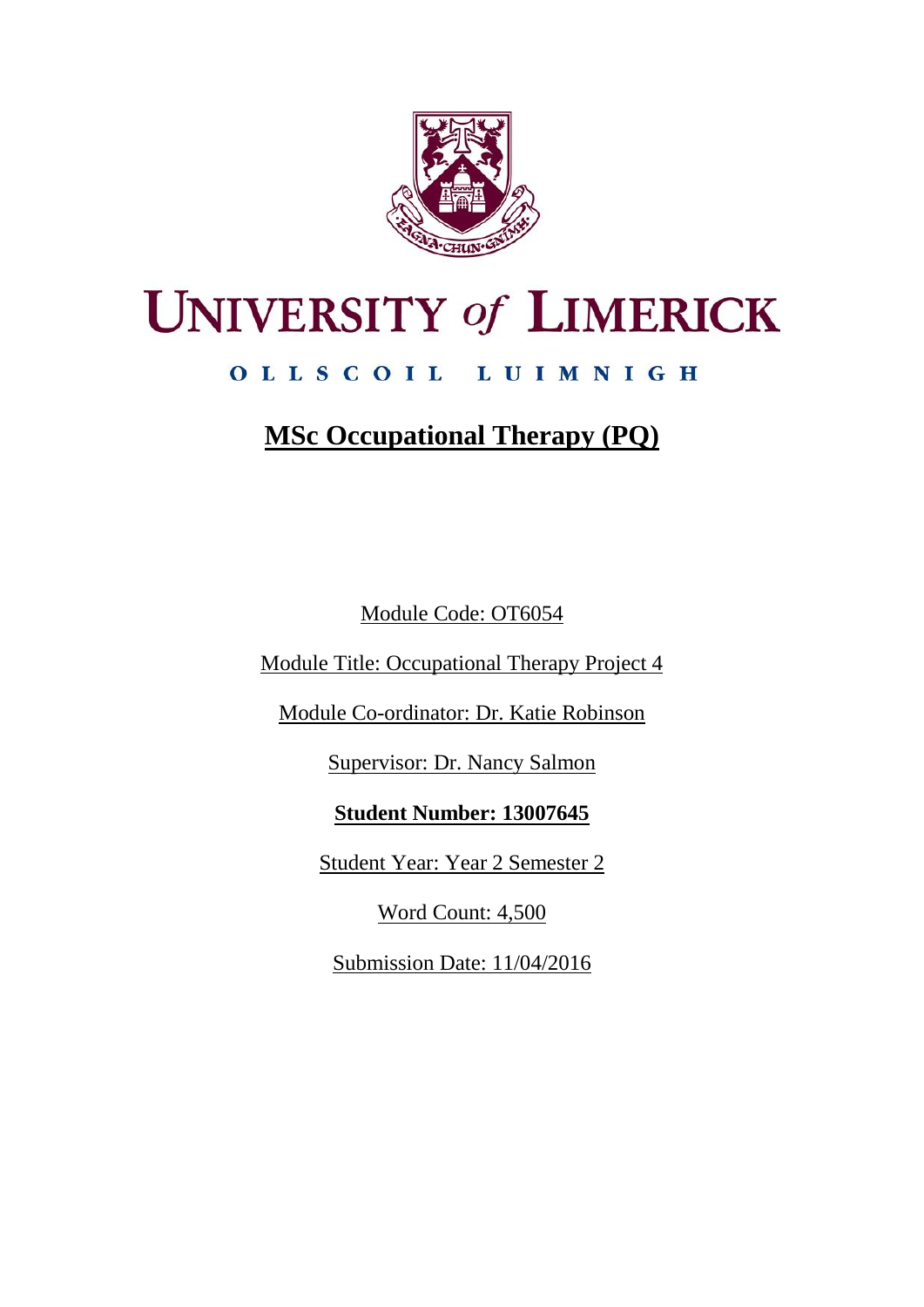# UNIVERSITY of LIMERICK

OLLSCOIL LUIMNIGH

## MSc Occupational Therapy (PQ)

Module Code: OT6054

Module Title: Occupational Therapy Project 4

Module Co-ordinator: Dr. Katie Robinson

Supervisor: Dr. Nancy Salmon

**Student Number: 13007645**

Student Year: Year 2 Semester 2

Word Count: 4,500

Submission Date: 11/04/2016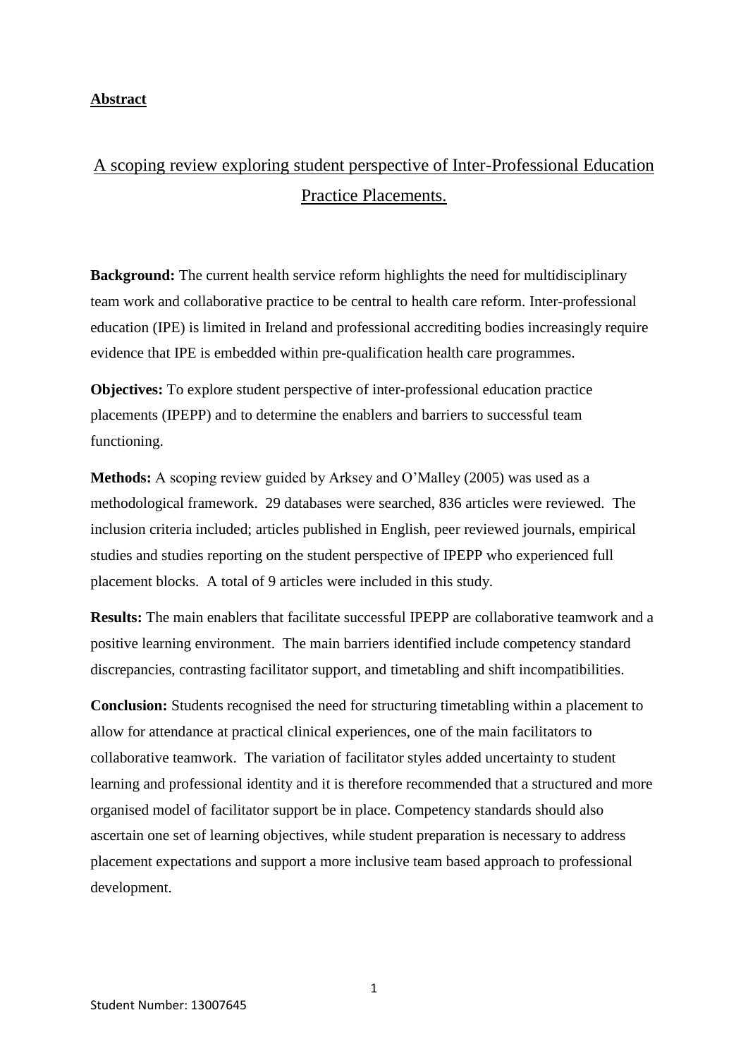## Abstract

# A scoping review exploring student perspective of Inter-Professional Education Practice Placements.

**Background:** The current health service reform highlights the need for multidisciplinary team work and collaborative practice to be central to health care reform. Inter-professional education (IPE) is limited in Ireland and professional accrediting bodies increasingly require evidence that IPE is embedded within pre-qualification health care programmes.

**Objectives:** To explore student perspective of inter-professional education practice placements (IPEPP) and to determine the enablers and barriers to successful team functioning.

**Methods:** A scoping review guided by Arksey and O'Malley (2005) was used as a methodological framework. 29 databases were searched, 836 articles were reviewed. The inclusion criteria included; articles published in English, peer reviewed journals, empirical studies and studies reporting on the student perspective of IPEPP who experienced full placement blocks. A total of 9 articles were included in this study.

**Results:** The main enablers that facilitate successful IPEPP are collaborative teamwork and a positive learning environment. The main barriers identified include competency standard discrepancies, contrasting facilitator support, and timetabling and shift incompatibilities.

**Conclusion:** Students recognised the need for structuring timetabling within a placement to allow for attendance at practical clinical experiences, one of the main facilitators to collaborative teamwork. The variation of facilitator styles added uncertainty to student learning and professional identity and it is therefore recommended that a structured and more organised model of facilitator support be in place. Competency standards should also ascertain one set of learning objectives, while student preparation is necessary to address placement expectations and support a more inclusive team based approach to professional development.

Student Number: 13007645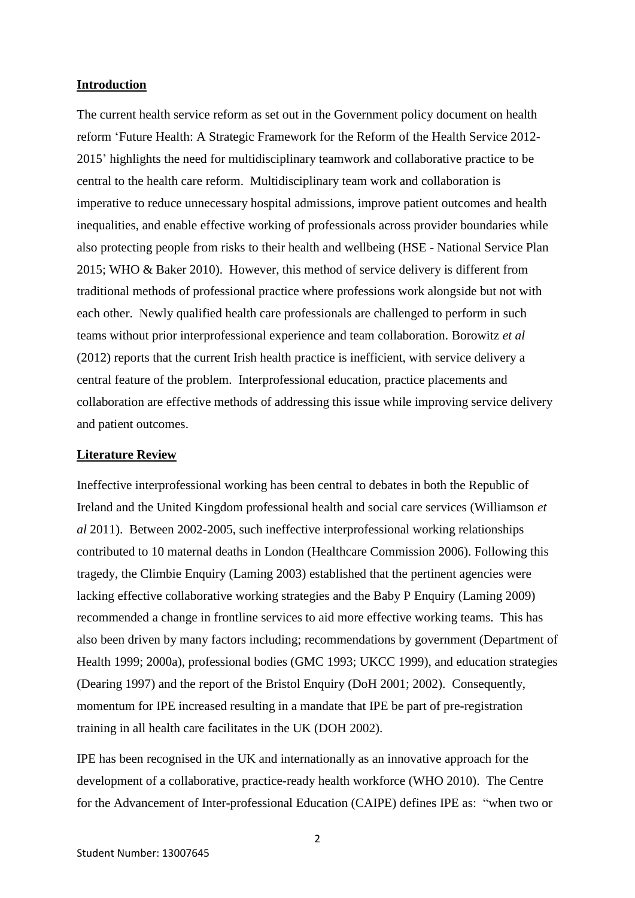## Introduction

The current health service reform as set out in the Government policy document on health reform 'Future Health: A Strategic Framework for the Reform of the Health Service 2012-2015' highlights the need for multidisciplinary teamwork and collaborative practice to be central to the health care reform. Multidisciplinary team work and collaboration is imperative to reduce unnecessary hospital admissions, improve patient outcomes and health inequalities, and enable effective working of professionals across provider boundaries while also protecting people from risks to their health and wellbeing (HSE - National Service Plan 2015; WHO & Baker 2010). However, this method of service delivery is different from traditional methods of professional practice where professions work alongside but not with each other. Newly qualified health care professionals are challenged to perform in such teams without prior interprofessional experience and team collaboration. Borowitz *et al* (2012) reports that the current Irish health practice is inefficient, with service delivery a central feature of the problem. Interprofessional education, practice placements and collaboration are effective methods of addressing this issue while improving service delivery and patient outcomes.

## Literature Review

Ineffective interprofessional working has been central to debates in both the Republic of Ireland and the United Kingdom professional health and social care services (Williamson *et al* 2011). Between 2002-2005, such ineffective interprofessional working relationships contributed to 10 maternal deaths in London (Healthcare Commission 2006). Following this tragedy, the Climbie Enquiry (Laming 2003) established that the pertinent agencies were lacking effective collaborative working strategies and the Baby P Enquiry (Laming 2009) recommended a change in frontline services to aid more effective working teams. This has also been driven by many factors including; recommendations by government (Department of Health 1999; 2000a), professional bodies (GMC 1993; UKCC 1999), and education strategies (Dearing 1997) and the report of the Bristol Enquiry (DoH 2001; 2002). Consequently, momentum for IPE increased resulting in a mandate that IPE be part of pre-registration training in all health care facilitates in the UK (DOH 2002).

IPE has been recognised in the UK and internationally as an innovative approach for the development of a collaborative, practice-ready health workforce (WHO 2010). The Centre for the Advancement of Inter-professional Education (CAIPE) defines IPE as: "when two or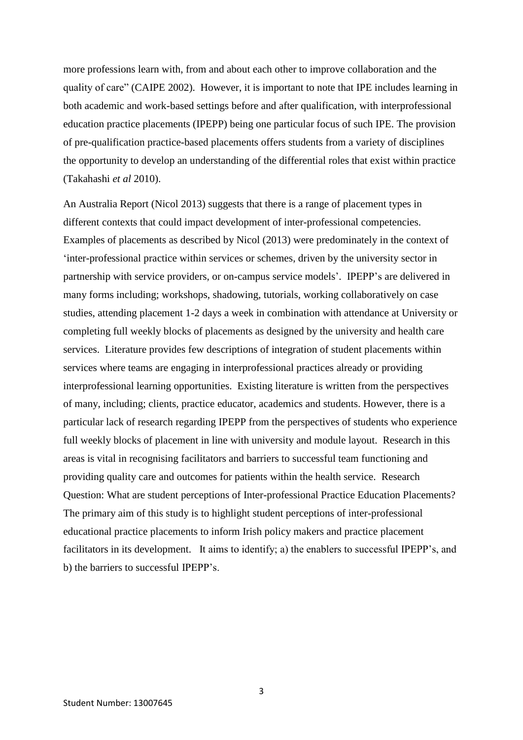more professions learn with, from and about each other to improve collaboration and the quality of care" (CAIPE 2002). However, it is important to note that IPE includes learning in both academic and work-based settings before and after qualification, with interprofessional education practice placements (IPEPP) being one particular focus of such IPE. The provision of pre-qualification practice-based placements offers students from a variety of disciplines the opportunity to develop an understanding of the differential roles that exist within practice (Takahashi *et al* 2010).

An Australia Report (Nicol 2013) suggests that there is a range of placement types in different contexts that could impact development of inter-professional competencies. Examples of placements as described by Nicol (2013) were predominately in the context of 'inter-professional practice within services or schemes, driven by the university sector in partnership with service providers, or on-campus service models'. IPEPP's are delivered in many forms including; workshops, shadowing, tutorials, working collaboratively on case studies, attending placement 1-2 days a week in combination with attendance at University or completing full weekly blocks of placements as designed by the university and health care services. Literature provides few descriptions of integration of student placements within services where teams are engaging in interprofessional practices already or providing interprofessional learning opportunities. Existing literature is written from the perspectives of many, including; clients, practice educator, academics and students. However, there is a particular lack of research regarding IPEPP from the perspectives of students who experience full weekly blocks of placement in line with university and module layout. Research in this areas is vital in recognising facilitators and barriers to successful team functioning and providing quality care and outcomes for patients within the health service. Research Question: What are student perceptions of Inter-professional Practice Education Placements? The primary aim of this study is to highlight student perceptions of inter-professional educational practice placements to inform Irish policy makers and practice placement facilitators in its development. It aims to identify; a) the enablers to successful IPEPP's, and b) the barriers to successful IPEPP's.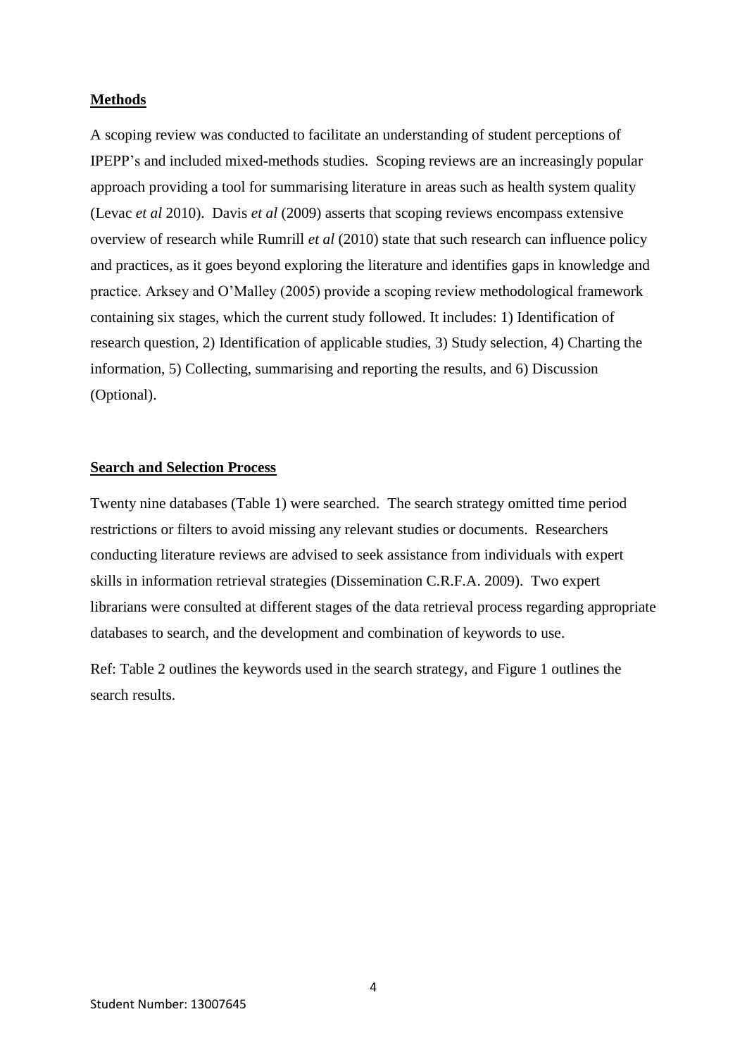## Methods

A scoping review was conducted to facilitate an understanding of student perceptions of IPEPP's and included mixed-methods studies. Scoping reviews are an increasingly popular approach providing a tool for summarising literature in areas such as health system quality (Levac *et al* 2010). Davis *et al* (2009) asserts that scoping reviews encompass extensive overview of research while Rumrill *et al* (2010) state that such research can influence policy and practices, as it goes beyond exploring the literature and identifies gaps in knowledge and practice. Arksey and O'Malley (2005) provide a scoping review methodological framework containing six stages, which the current study followed. It includes: 1) Identification of research question, 2) Identification of applicable studies, 3) Study selection, 4) Charting the information, 5) Collecting, summarising and reporting the results, and 6) Discussion (Optional).

## Search and Selection Process

Twenty nine databases (Table 1) were searched. The search strategy omitted time period restrictions or filters to avoid missing any relevant studies or documents. Researchers conducting literature reviews are advised to seek assistance from individuals with expert skills in information retrieval strategies (Dissemination C.R.F.A. 2009). Two expert librarians were consulted at different stages of the data retrieval process regarding appropriate databases to search, and the development and combination of keywords to use.

Ref: Table 2 outlines the keywords used in the search strategy, and Figure 1 outlines the search results.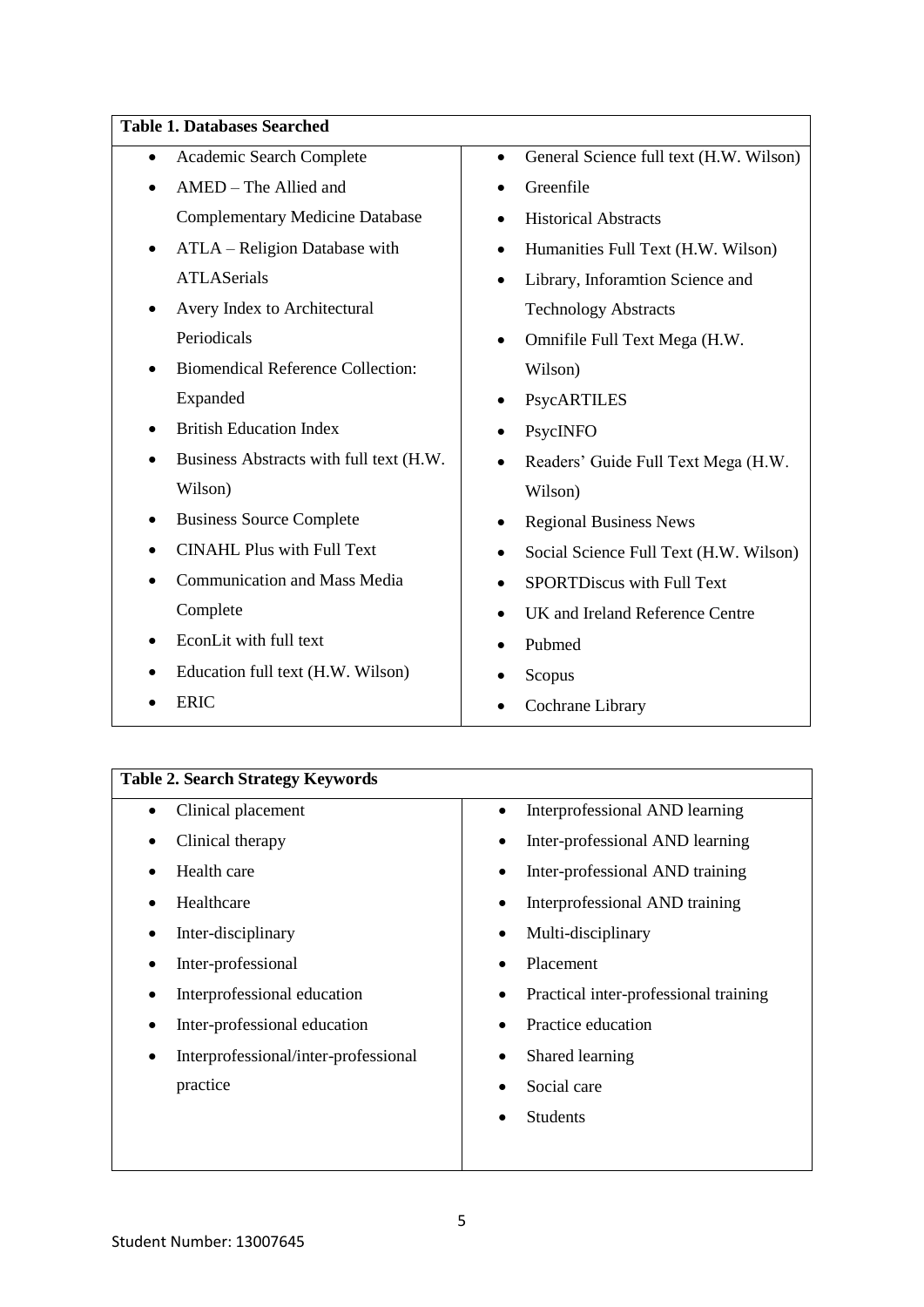**Table 1. Databases Searched**

| | |
|---|---|
| • Academic Search Complete<br>• AMED – The Allied and Complementary Medicine Database<br>• ATLA – Religion Database with ATLASerials<br>• Avery Index to Architectural Periodicals<br>• Biomendical Reference Collection: Expanded<br>• British Education Index<br>• Business Abstracts with full text (H.W. Wilson)<br>• Business Source Complete<br>• CINAHL Plus with Full Text<br>• Communication and Mass Media Complete<br>• EconLit with full text<br>• Education full text (H.W. Wilson)<br>• ERIC | • General Science full text (H.W. Wilson)<br>• Greenfile<br>• Historical Abstracts<br>• Humanities Full Text (H.W. Wilson)<br>• Library, Inforamtion Science and Technology Abstracts<br>• Omnifile Full Text Mega (H.W. Wilson)<br>• PsycARTILES<br>• PsycINFO<br>• Readers' Guide Full Text Mega (H.W. Wilson)<br>• Regional Business News<br>• Social Science Full Text (H.W. Wilson)<br>• SPORTDiscus with Full Text<br>• UK and Ireland Reference Centre<br>• Pubmed<br>• Scopus<br>• Cochrane Library |

**Table 2. Search Strategy Keywords**

| | |
|---|---|
| • Clinical placement<br>• Clinical therapy<br>• Health care<br>• Healthcare<br>• Inter-disciplinary<br>• Inter-professional<br>• Interprofessional education<br>• Inter-professional education<br>• Interprofessional/inter-professional practice | • Interprofessional AND learning<br>• Inter-professional AND learning<br>• Inter-professional AND training<br>• Interprofessional AND training<br>• Multi-disciplinary<br>• Placement<br>• Practical inter-professional training<br>• Practice education<br>• Shared learning<br>• Social care<br>• Students |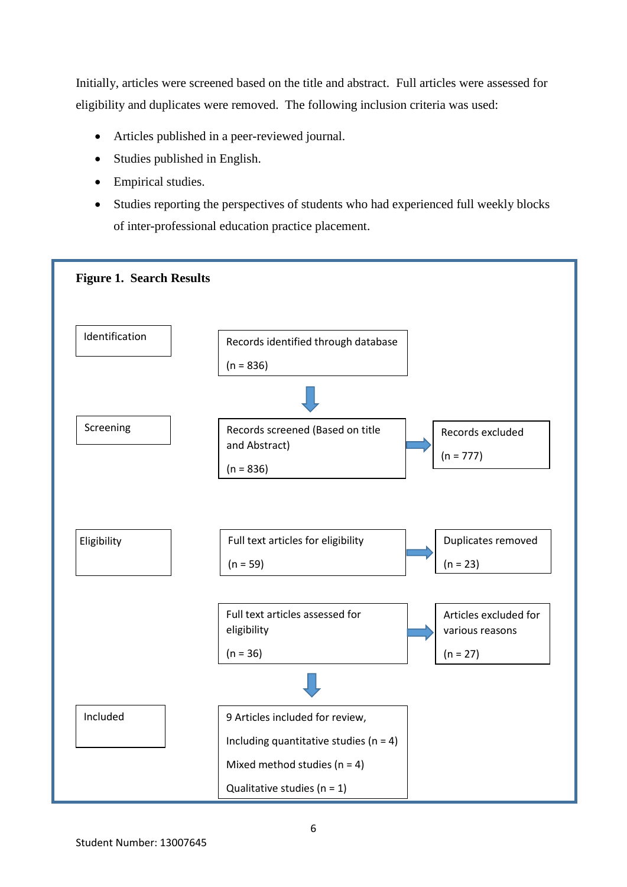Initially, articles were screened based on the title and abstract. Full articles were assessed for eligibility and duplicates were removed. The following inclusion criteria was used:

- Articles published in a peer-reviewed journal.
- Studies published in English.
- Empirical studies.
- Studies reporting the perspectives of students who had experienced full weekly blocks of inter-professional education practice placement.

**Figure 1. Search Results**

Identification

Records identified through database

(n = 836)

Screening

Records screened (Based on title and Abstract)

(n = 836)

Records excluded

(n = 777)

Eligibility

Full text articles for eligibility

(n = 59)

Duplicates removed

(n = 23)

Full text articles assessed for eligibility

(n = 36)

Articles excluded for various reasons

(n = 27)

Included

9 Articles included for review,

Including quantitative studies (n = 4)

Mixed method studies (n = 4)

Qualitative studies (n = 1)

Student Number: 13007645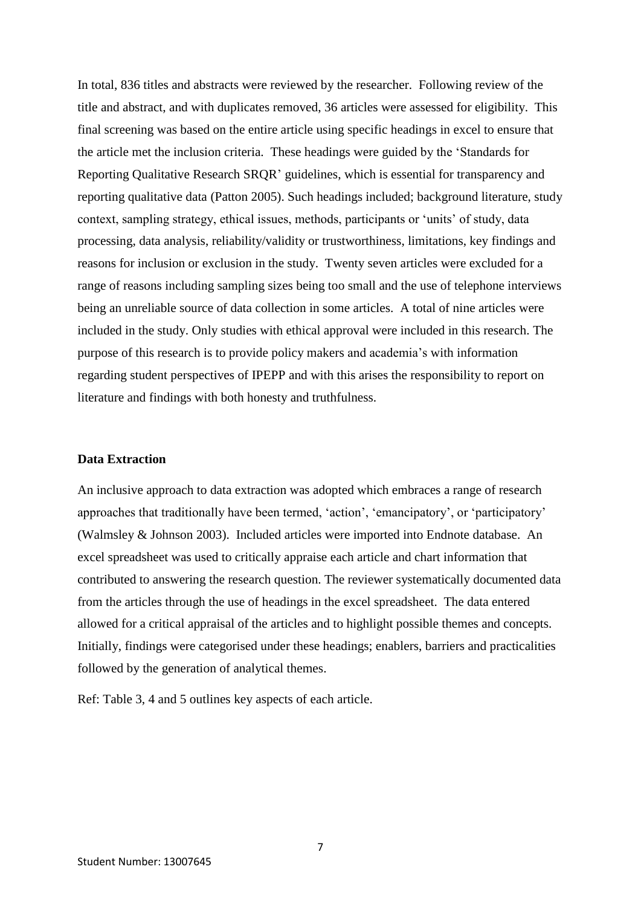In total, 836 titles and abstracts were reviewed by the researcher. Following review of the title and abstract, and with duplicates removed, 36 articles were assessed for eligibility. This final screening was based on the entire article using specific headings in excel to ensure that the article met the inclusion criteria. These headings were guided by the 'Standards for Reporting Qualitative Research SRQR' guidelines, which is essential for transparency and reporting qualitative data (Patton 2005). Such headings included; background literature, study context, sampling strategy, ethical issues, methods, participants or 'units' of study, data processing, data analysis, reliability/validity or trustworthiness, limitations, key findings and reasons for inclusion or exclusion in the study. Twenty seven articles were excluded for a range of reasons including sampling sizes being too small and the use of telephone interviews being an unreliable source of data collection in some articles. A total of nine articles were included in the study. Only studies with ethical approval were included in this research. The purpose of this research is to provide policy makers and academia's with information regarding student perspectives of IPEPP and with this arises the responsibility to report on literature and findings with both honesty and truthfulness.

### Data Extraction

An inclusive approach to data extraction was adopted which embraces a range of research approaches that traditionally have been termed, 'action', 'emancipatory', or 'participatory' (Walmsley & Johnson 2003). Included articles were imported into Endnote database. An excel spreadsheet was used to critically appraise each article and chart information that contributed to answering the research question. The reviewer systematically documented data from the articles through the use of headings in the excel spreadsheet. The data entered allowed for a critical appraisal of the articles and to highlight possible themes and concepts. Initially, findings were categorised under these headings; enablers, barriers and practicalities followed by the generation of analytical themes.

Ref: Table 3, 4 and 5 outlines key aspects of each article.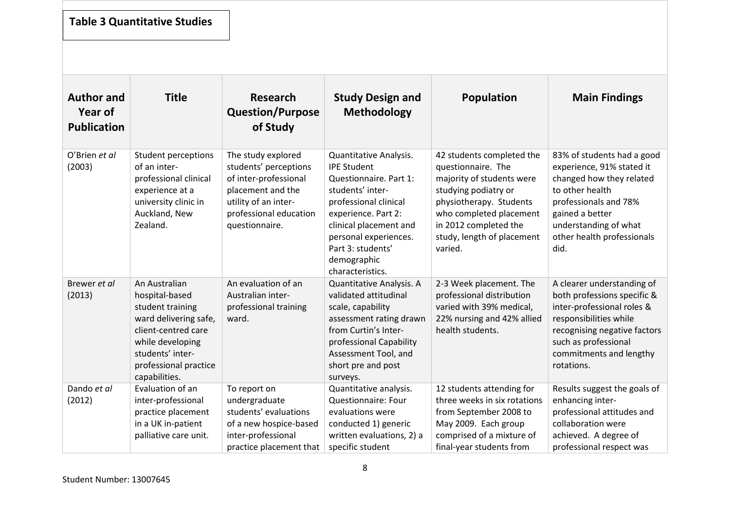**Table 3 Quantitative Studies**

| Author and Year of Publication | Title | Research Question/Purpose of Study | Study Design and Methodology | Population | Main Findings |
|---|---|---|---|---|---|
| O'Brien *et al* (2003) | Student perceptions of an inter-professional clinical experience at a university clinic in Auckland, New Zealand. | The study explored students' perceptions of inter-professional placement and the utility of an inter-professional education questionnaire. | Quantitative Analysis. IPE Student Questionnaire. Part 1: students' inter-professional clinical experience. Part 2: clinical placement and personal experiences. Part 3: students' demographic characteristics. | 42 students completed the questionnaire. The majority of students were studying podiatry or physiotherapy. Students who completed placement in 2012 completed the study, length of placement varied. | 83% of students had a good experience, 91% stated it changed how they related to other health professionals and 78% gained a better understanding of what other health professionals did. |
| Brewer *et al* (2013) | An Australian hospital-based student training ward delivering safe, client-centred care while developing students' inter-professional practice capabilities. | An evaluation of an Australian inter-professional training ward. | Quantitative Analysis. A validated attitudinal scale, capability assessment rating drawn from Curtin's Inter-professional Capability Assessment Tool, and short pre and post surveys. | 2-3 Week placement. The professional distribution varied with 39% medical, 22% nursing and 42% allied health students. | A clearer understanding of both professions specific & inter-professional roles & responsibilities while recognising negative factors such as professional commitments and lengthy rotations. |
| Dando *et al* (2012) | Evaluation of an inter-professional practice placement in a UK in-patient palliative care unit. | To report on undergraduate students' evaluations of a new hospice-based inter-professional practice placement that | Quantitative analysis. Questionnaire: Four evaluations were conducted 1) generic written evaluations, 2) a specific student | 12 students attending for three weeks in six rotations from September 2008 to May 2009. Each group comprised of a mixture of final-year students from | Results suggest the goals of enhancing inter-professional attitudes and collaboration were achieved. A degree of professional respect was |

Student Number: 13007645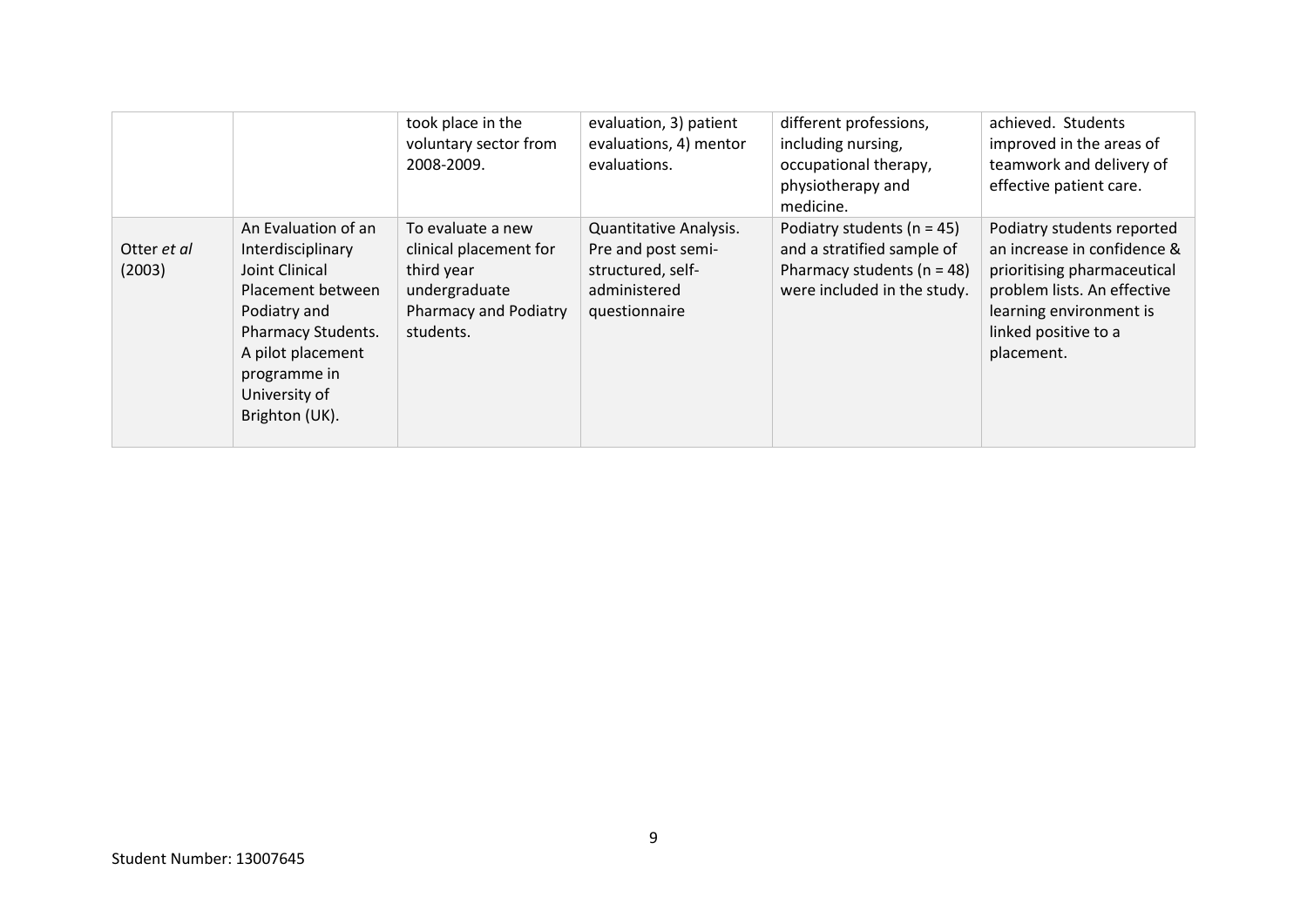| | | took place in the voluntary sector from 2008-2009. | evaluation, 3) patient evaluations, 4) mentor evaluations. | different professions, including nursing, occupational therapy, physiotherapy and medicine. | achieved. Students improved in the areas of teamwork and delivery of effective patient care. |
|---|---|---|---|---|---|
| Otter *et al* (2003) | An Evaluation of an Interdisciplinary Joint Clinical Placement between Podiatry and Pharmacy Students. A pilot placement programme in University of Brighton (UK). | To evaluate a new clinical placement for third year undergraduate Pharmacy and Podiatry students. | Quantitative Analysis. Pre and post semi-structured, self-administered questionnaire | Podiatry students (n = 45) and a stratified sample of Pharmacy students (n = 48) were included in the study. | Podiatry students reported an increase in confidence & prioritising pharmaceutical problem lists. An effective learning environment is linked positive to a placement. |

Student Number: 13007645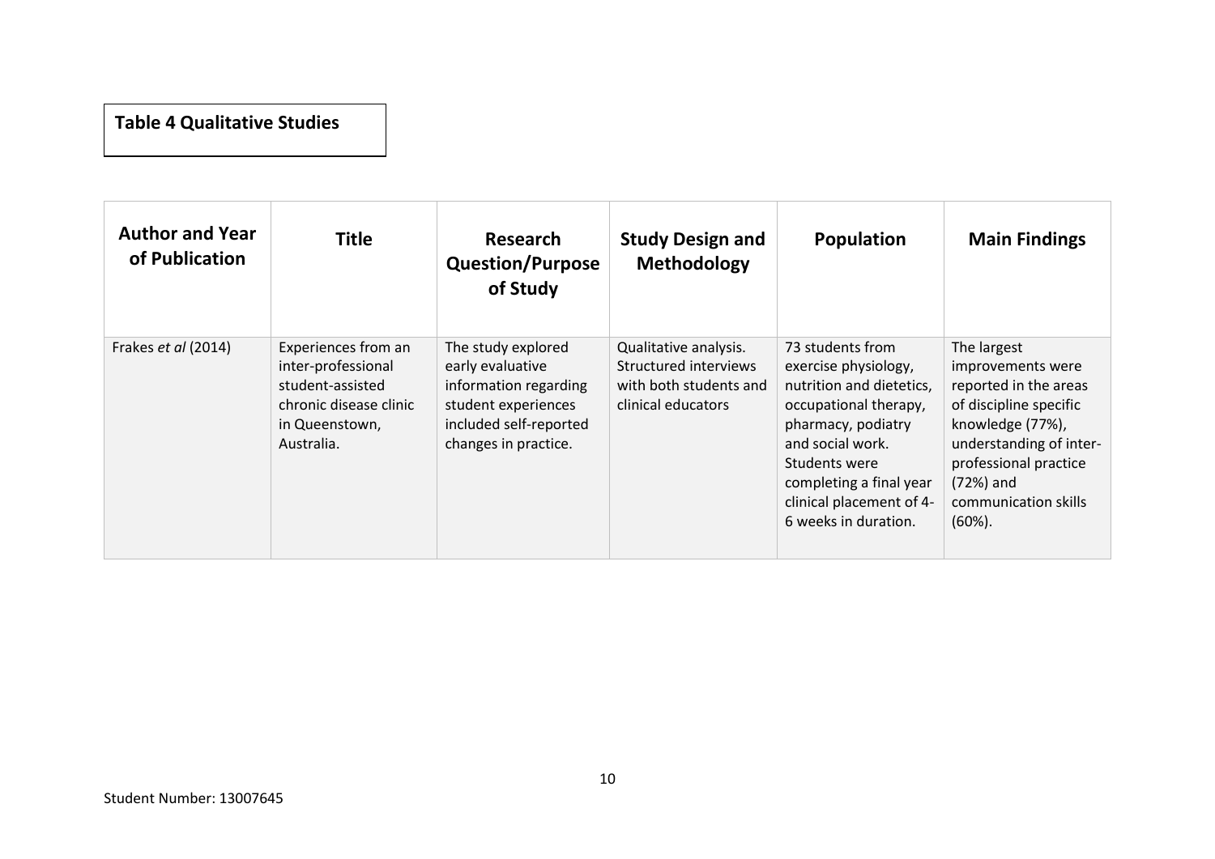**Table 4 Qualitative Studies**

| Author and Year of Publication | Title | Research Question/Purpose of Study | Study Design and Methodology | Population | Main Findings |
|---|---|---|---|---|---|
| Frakes *et al* (2014) | Experiences from an inter-professional student-assisted chronic disease clinic in Queenstown, Australia. | The study explored early evaluative information regarding student experiences included self-reported changes in practice. | Qualitative analysis. Structured interviews with both students and clinical educators | 73 students from exercise physiology, nutrition and dietetics, occupational therapy, pharmacy, podiatry and social work. Students were completing a final year clinical placement of 4-6 weeks in duration. | The largest improvements were reported in the areas of discipline specific knowledge (77%), understanding of inter-professional practice (72%) and communication skills (60%). |

Student Number: 13007645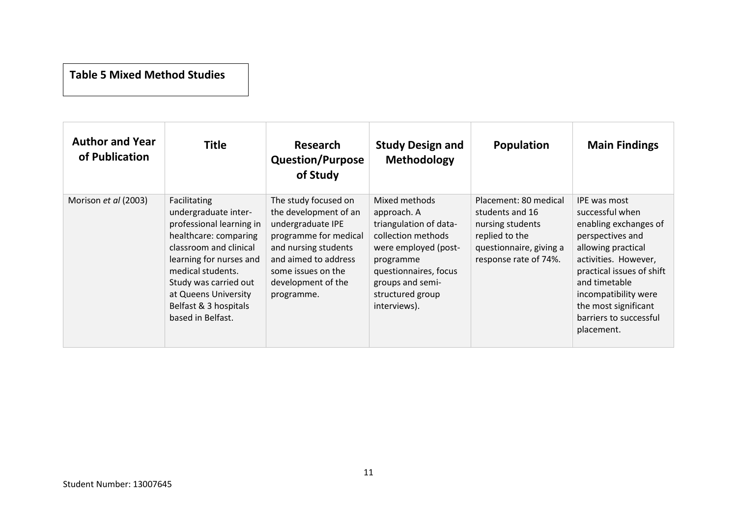**Table 5 Mixed Method Studies**

| Author and Year of Publication | Title | Research Question/Purpose of Study | Study Design and Methodology | Population | Main Findings |
|---|---|---|---|---|---|
| Morison *et al* (2003) | Facilitating undergraduate inter-professional learning in healthcare: comparing classroom and clinical learning for nurses and medical students. Study was carried out at Queens University Belfast & 3 hospitals based in Belfast. | The study focused on the development of an undergraduate IPE programme for medical and nursing students and aimed to address some issues on the development of the programme. | Mixed methods approach. A triangulation of data-collection methods were employed (post-programme questionnaires, focus groups and semi-structured group interviews). | Placement: 80 medical students and 16 nursing students replied to the questionnaire, giving a response rate of 74%. | IPE was most successful when enabling exchanges of perspectives and allowing practical activities. However, practical issues of shift and timetable incompatibility were the most significant barriers to successful placement. |

Student Number: 13007645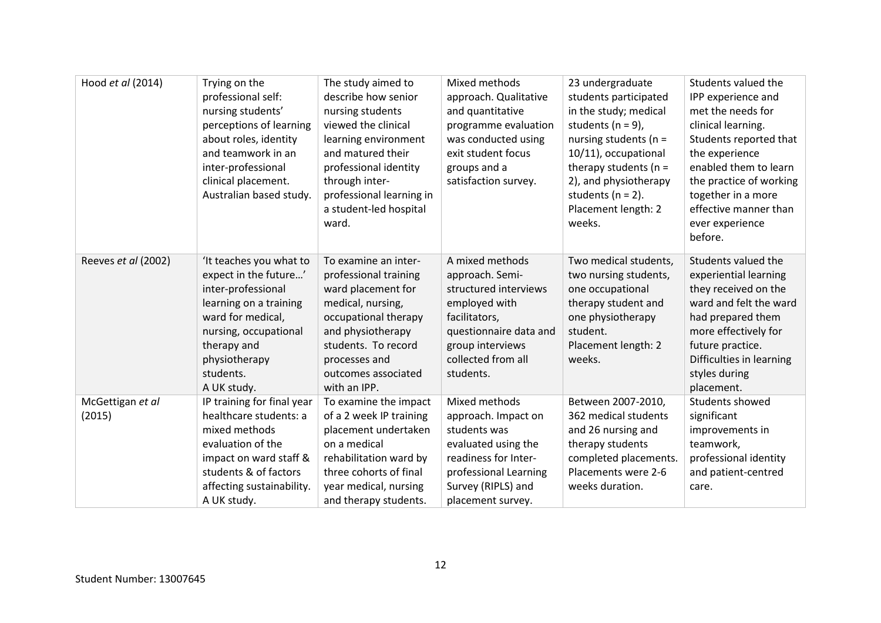| | | | | | |
|---|---|---|---|---|---|
| Hood *et al* (2014) | Trying on the professional self: nursing students' perceptions of learning about roles, identity and teamwork in an inter-professional clinical placement. Australian based study. | The study aimed to describe how senior nursing students viewed the clinical learning environment and matured their professional identity through inter-professional learning in a student-led hospital ward. | Mixed methods approach. Qualitative and quantitative programme evaluation was conducted using exit student focus groups and a satisfaction survey. | 23 undergraduate students participated in the study; medical students (n = 9), nursing students (n = 10/11), occupational therapy students (n = 2), and physiotherapy students (n = 2). Placement length: 2 weeks. | Students valued the IPP experience and met the needs for clinical learning. Students reported that the experience enabled them to learn the practice of working together in a more effective manner than ever experience before. |
| Reeves *et al* (2002) | 'It teaches you what to expect in the future…' inter-professional learning on a training ward for medical, nursing, occupational therapy and physiotherapy students. A UK study. | To examine an inter-professional training ward placement for medical, nursing, occupational therapy and physiotherapy students. To record processes and outcomes associated with an IPP. | A mixed methods approach. Semi-structured interviews employed with facilitators, questionnaire data and group interviews collected from all students. | Two medical students, two nursing students, one occupational therapy student and one physiotherapy student. Placement length: 2 weeks. | Students valued the experiential learning they received on the ward and felt the ward had prepared them more effectively for future practice. Difficulties in learning styles during placement. |
| McGettigan *et al* (2015) | IP training for final year healthcare students: a mixed methods evaluation of the impact on ward staff & students & of factors affecting sustainability. A UK study. | To examine the impact of a 2 week IP training placement undertaken on a medical rehabilitation ward by three cohorts of final year medical, nursing and therapy students. | Mixed methods approach. Impact on students was evaluated using the readiness for Inter-professional Learning Survey (RIPLS) and placement survey. | Between 2007-2010, 362 medical students and 26 nursing and therapy students completed placements. Placements were 2-6 weeks duration. | Students showed significant improvements in teamwork, professional identity and patient-centred care. |

Student Number: 13007645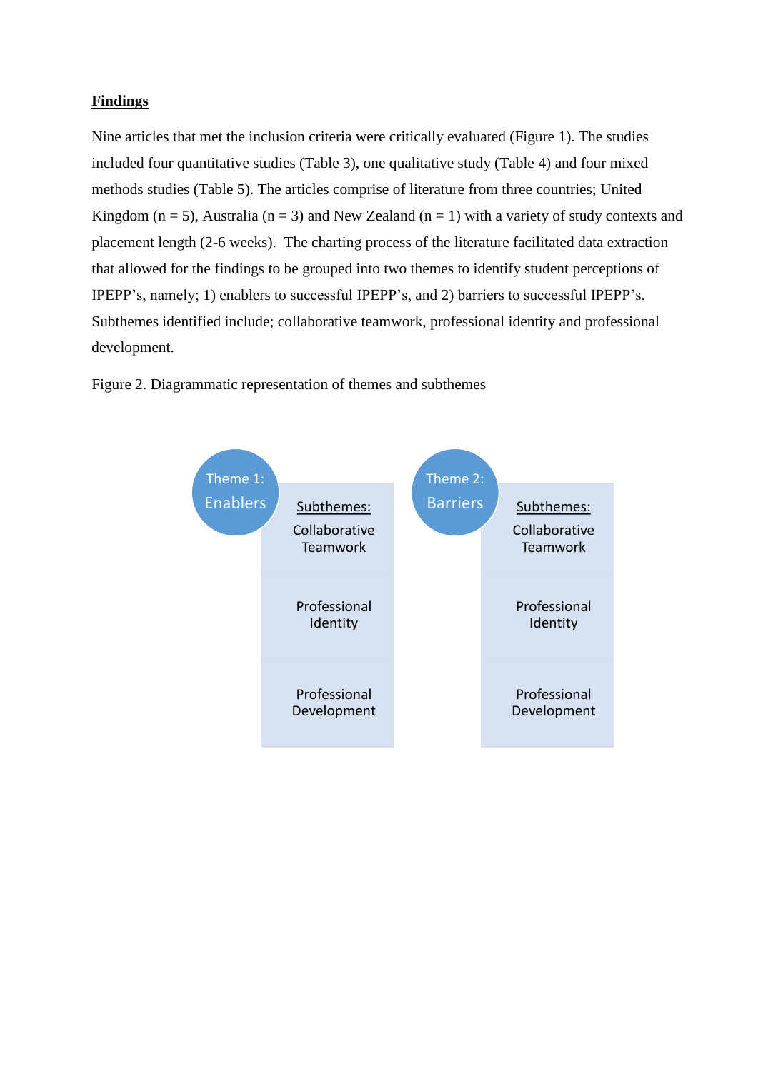**Findings**

Nine articles that met the inclusion criteria were critically evaluated (Figure 1). The studies included four quantitative studies (Table 3), one qualitative study (Table 4) and four mixed methods studies (Table 5). The articles comprise of literature from three countries; United Kingdom (n = 5), Australia (n = 3) and New Zealand (n = 1) with a variety of study contexts and placement length (2-6 weeks). The charting process of the literature facilitated data extraction that allowed for the findings to be grouped into two themes to identify student perceptions of IPEPP's, namely; 1) enablers to successful IPEPP's, and 2) barriers to successful IPEPP's. Subthemes identified include; collaborative teamwork, professional identity and professional development.

Figure 2. Diagrammatic representation of themes and subthemes

Theme 1: Enablers

Subthemes:
- Collaborative Teamwork
- Professional Identity
- Professional Development

Theme 2: Barriers

Subthemes:
- Collaborative Teamwork
- Professional Identity
- Professional Development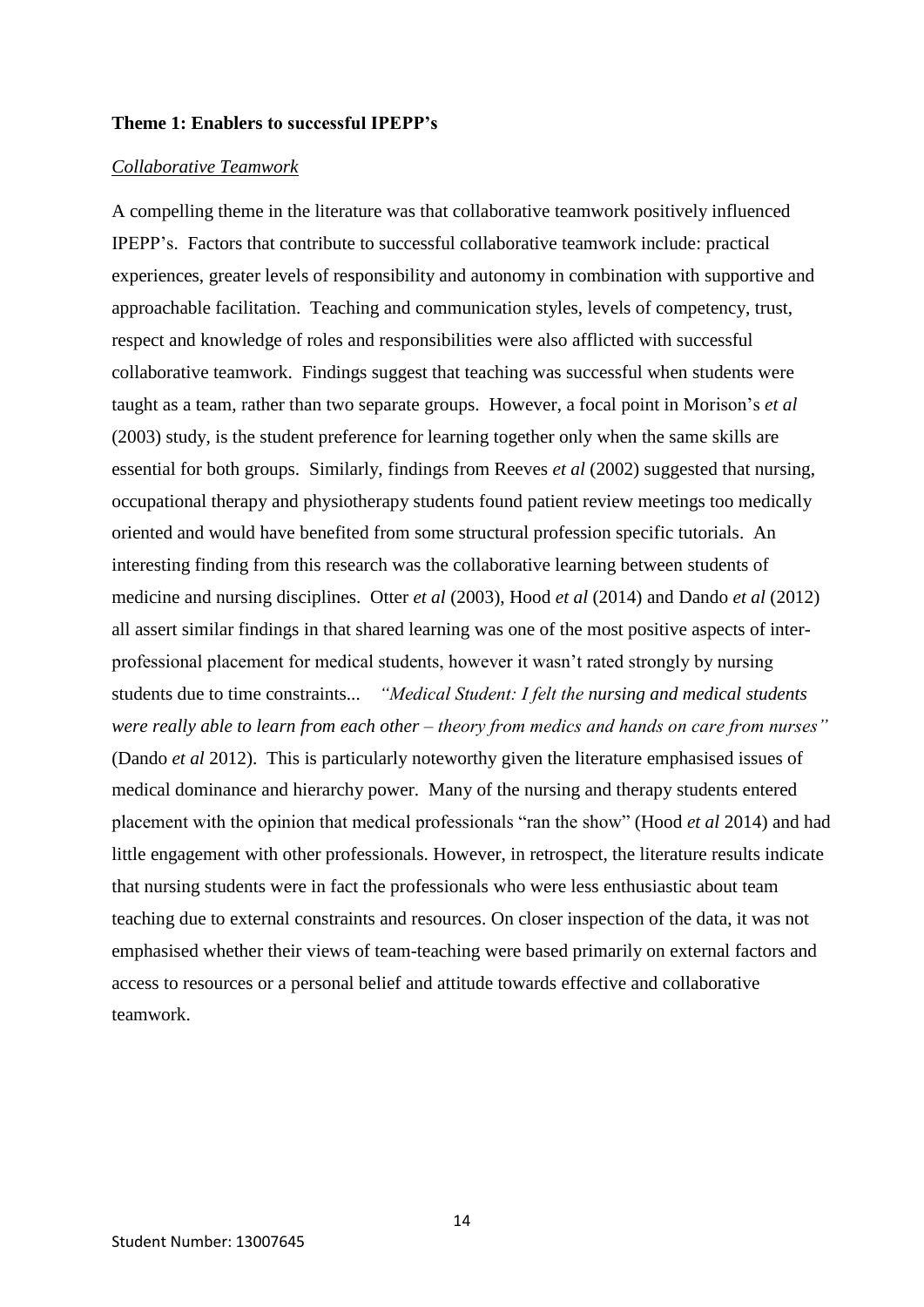**Theme 1: Enablers to successful IPEPP's**

*Collaborative Teamwork*

A compelling theme in the literature was that collaborative teamwork positively influenced IPEPP's. Factors that contribute to successful collaborative teamwork include: practical experiences, greater levels of responsibility and autonomy in combination with supportive and approachable facilitation. Teaching and communication styles, levels of competency, trust, respect and knowledge of roles and responsibilities were also afflicted with successful collaborative teamwork. Findings suggest that teaching was successful when students were taught as a team, rather than two separate groups. However, a focal point in Morison's *et al* (2003) study, is the student preference for learning together only when the same skills are essential for both groups. Similarly, findings from Reeves *et al* (2002) suggested that nursing, occupational therapy and physiotherapy students found patient review meetings too medically oriented and would have benefited from some structural profession specific tutorials. An interesting finding from this research was the collaborative learning between students of medicine and nursing disciplines. Otter *et al* (2003), Hood *et al* (2014) and Dando *et al* (2012) all assert similar findings in that shared learning was one of the most positive aspects of inter-professional placement for medical students, however it wasn't rated strongly by nursing students due to time constraints... *"Medical Student: I felt the nursing and medical students were really able to learn from each other – theory from medics and hands on care from nurses"* (Dando *et al* 2012). This is particularly noteworthy given the literature emphasised issues of medical dominance and hierarchy power. Many of the nursing and therapy students entered placement with the opinion that medical professionals "ran the show" (Hood *et al* 2014) and had little engagement with other professionals. However, in retrospect, the literature results indicate that nursing students were in fact the professionals who were less enthusiastic about team teaching due to external constraints and resources. On closer inspection of the data, it was not emphasised whether their views of team-teaching were based primarily on external factors and access to resources or a personal belief and attitude towards effective and collaborative teamwork.

Student Number: 13007645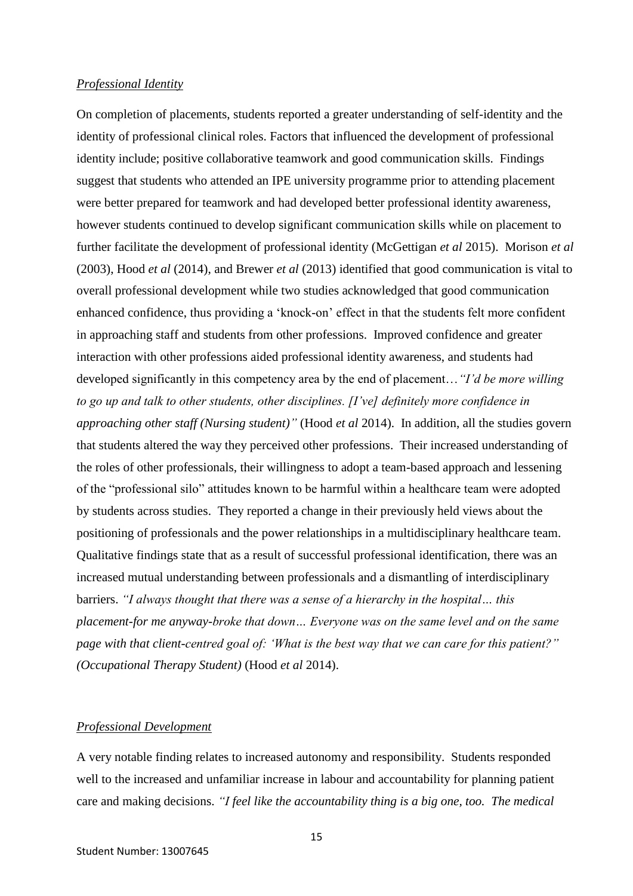*Professional Identity*

On completion of placements, students reported a greater understanding of self-identity and the identity of professional clinical roles. Factors that influenced the development of professional identity include; positive collaborative teamwork and good communication skills. Findings suggest that students who attended an IPE university programme prior to attending placement were better prepared for teamwork and had developed better professional identity awareness, however students continued to develop significant communication skills while on placement to further facilitate the development of professional identity (McGettigan *et al* 2015). Morison *et al* (2003), Hood *et al* (2014), and Brewer *et al* (2013) identified that good communication is vital to overall professional development while two studies acknowledged that good communication enhanced confidence, thus providing a 'knock-on' effect in that the students felt more confident in approaching staff and students from other professions. Improved confidence and greater interaction with other professions aided professional identity awareness, and students had developed significantly in this competency area by the end of placement…*"I'd be more willing to go up and talk to other students, other disciplines. [I've] definitely more confidence in approaching other staff (Nursing student)"* (Hood *et al* 2014). In addition, all the studies govern that students altered the way they perceived other professions. Their increased understanding of the roles of other professionals, their willingness to adopt a team-based approach and lessening of the "professional silo" attitudes known to be harmful within a healthcare team were adopted by students across studies. They reported a change in their previously held views about the positioning of professionals and the power relationships in a multidisciplinary healthcare team. Qualitative findings state that as a result of successful professional identification, there was an increased mutual understanding between professionals and a dismantling of interdisciplinary barriers. *"I always thought that there was a sense of a hierarchy in the hospital… this placement-for me anyway-broke that down… Everyone was on the same level and on the same page with that client-centred goal of: 'What is the best way that we can care for this patient?" (Occupational Therapy Student)* (Hood *et al* 2014).

*Professional Development*

A very notable finding relates to increased autonomy and responsibility. Students responded well to the increased and unfamiliar increase in labour and accountability for planning patient care and making decisions. *"I feel like the accountability thing is a big one, too. The medical*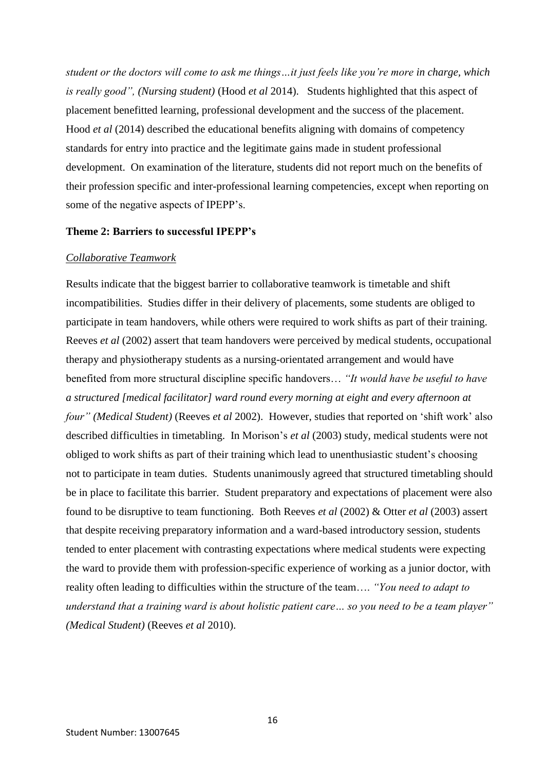*student or the doctors will come to ask me things…it just feels like you're more in charge, which is really good", (Nursing student)* (Hood *et al* 2014). Students highlighted that this aspect of placement benefitted learning, professional development and the success of the placement. Hood *et al* (2014) described the educational benefits aligning with domains of competency standards for entry into practice and the legitimate gains made in student professional development. On examination of the literature, students did not report much on the benefits of their profession specific and inter-professional learning competencies, except when reporting on some of the negative aspects of IPEPP's.

**Theme 2: Barriers to successful IPEPP's**

*Collaborative Teamwork*

Results indicate that the biggest barrier to collaborative teamwork is timetable and shift incompatibilities. Studies differ in their delivery of placements, some students are obliged to participate in team handovers, while others were required to work shifts as part of their training. Reeves *et al* (2002) assert that team handovers were perceived by medical students, occupational therapy and physiotherapy students as a nursing-orientated arrangement and would have benefited from more structural discipline specific handovers… *"It would have be useful to have a structured [medical facilitator] ward round every morning at eight and every afternoon at four" (Medical Student)* (Reeves *et al* 2002). However, studies that reported on 'shift work' also described difficulties in timetabling. In Morison's *et al* (2003) study, medical students were not obliged to work shifts as part of their training which lead to unenthusiastic student's choosing not to participate in team duties. Students unanimously agreed that structured timetabling should be in place to facilitate this barrier. Student preparatory and expectations of placement were also found to be disruptive to team functioning. Both Reeves *et al* (2002) & Otter *et al* (2003) assert that despite receiving preparatory information and a ward-based introductory session, students tended to enter placement with contrasting expectations where medical students were expecting the ward to provide them with profession-specific experience of working as a junior doctor, with reality often leading to difficulties within the structure of the team…. *"You need to adapt to understand that a training ward is about holistic patient care… so you need to be a team player" (Medical Student)* (Reeves *et al* 2010).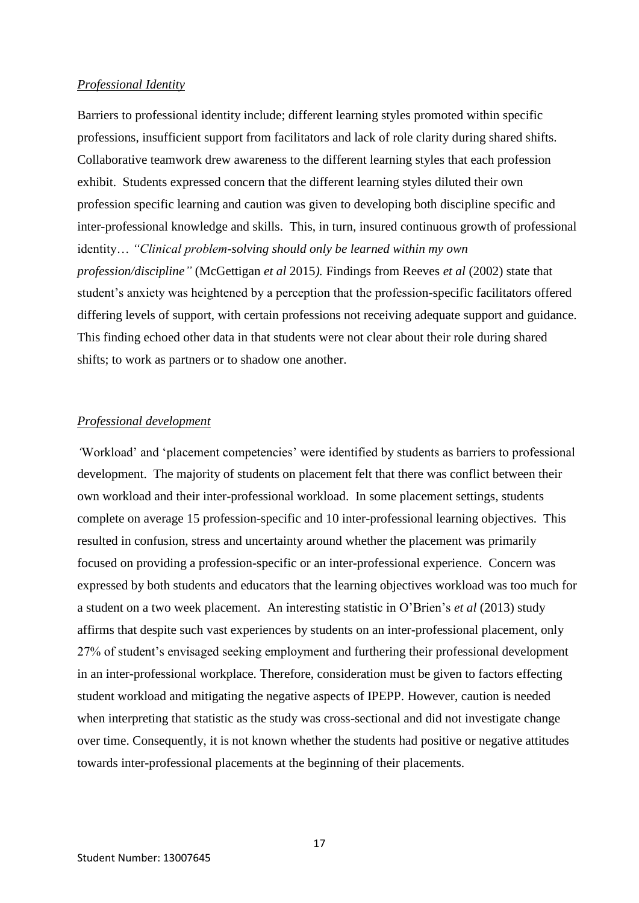*Professional Identity*

Barriers to professional identity include; different learning styles promoted within specific professions, insufficient support from facilitators and lack of role clarity during shared shifts. Collaborative teamwork drew awareness to the different learning styles that each profession exhibit. Students expressed concern that the different learning styles diluted their own profession specific learning and caution was given to developing both discipline specific and inter-professional knowledge and skills. This, in turn, insured continuous growth of professional identity… *"Clinical problem-solving should only be learned within my own profession/discipline"* (McGettigan *et al* 2015*).* Findings from Reeves *et al* (2002) state that student's anxiety was heightened by a perception that the profession-specific facilitators offered differing levels of support, with certain professions not receiving adequate support and guidance. This finding echoed other data in that students were not clear about their role during shared shifts; to work as partners or to shadow one another.

*Professional development*

'Workload' and 'placement competencies' were identified by students as barriers to professional development. The majority of students on placement felt that there was conflict between their own workload and their inter-professional workload. In some placement settings, students complete on average 15 profession-specific and 10 inter-professional learning objectives. This resulted in confusion, stress and uncertainty around whether the placement was primarily focused on providing a profession-specific or an inter-professional experience. Concern was expressed by both students and educators that the learning objectives workload was too much for a student on a two week placement. An interesting statistic in O'Brien's *et al* (2013) study affirms that despite such vast experiences by students on an inter-professional placement, only 27% of student's envisaged seeking employment and furthering their professional development in an inter-professional workplace. Therefore, consideration must be given to factors effecting student workload and mitigating the negative aspects of IPEPP. However, caution is needed when interpreting that statistic as the study was cross-sectional and did not investigate change over time. Consequently, it is not known whether the students had positive or negative attitudes towards inter-professional placements at the beginning of their placements.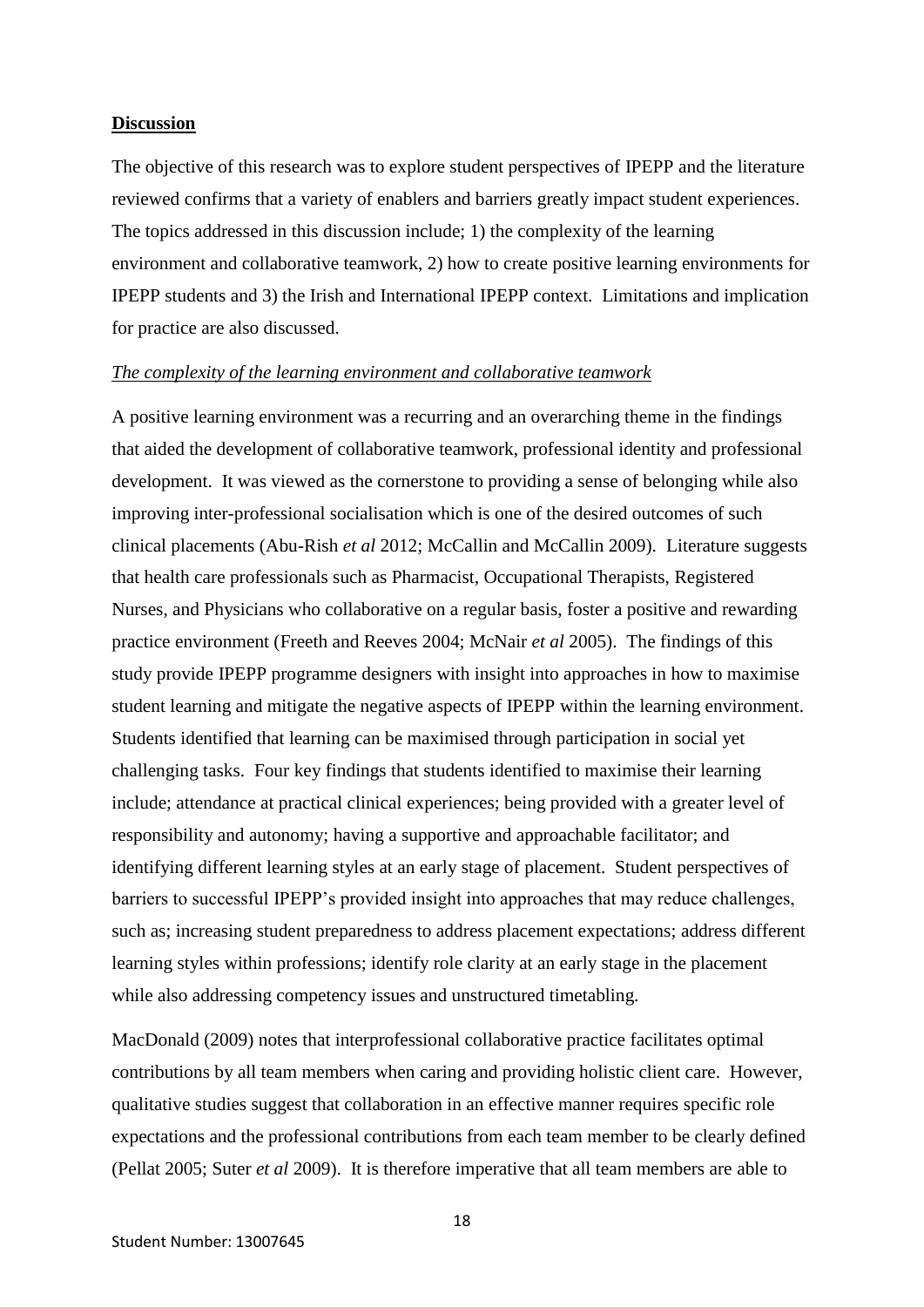## **Discussion**

The objective of this research was to explore student perspectives of IPEPP and the literature reviewed confirms that a variety of enablers and barriers greatly impact student experiences. The topics addressed in this discussion include; 1) the complexity of the learning environment and collaborative teamwork, 2) how to create positive learning environments for IPEPP students and 3) the Irish and International IPEPP context. Limitations and implication for practice are also discussed.

### *The complexity of the learning environment and collaborative teamwork*

A positive learning environment was a recurring and an overarching theme in the findings that aided the development of collaborative teamwork, professional identity and professional development. It was viewed as the cornerstone to providing a sense of belonging while also improving inter-professional socialisation which is one of the desired outcomes of such clinical placements (Abu-Rish *et al* 2012; McCallin and McCallin 2009). Literature suggests that health care professionals such as Pharmacist, Occupational Therapists, Registered Nurses, and Physicians who collaborative on a regular basis, foster a positive and rewarding practice environment (Freeth and Reeves 2004; McNair *et al* 2005). The findings of this study provide IPEPP programme designers with insight into approaches in how to maximise student learning and mitigate the negative aspects of IPEPP within the learning environment. Students identified that learning can be maximised through participation in social yet challenging tasks. Four key findings that students identified to maximise their learning include; attendance at practical clinical experiences; being provided with a greater level of responsibility and autonomy; having a supportive and approachable facilitator; and identifying different learning styles at an early stage of placement. Student perspectives of barriers to successful IPEPP's provided insight into approaches that may reduce challenges, such as; increasing student preparedness to address placement expectations; address different learning styles within professions; identify role clarity at an early stage in the placement while also addressing competency issues and unstructured timetabling.

MacDonald (2009) notes that interprofessional collaborative practice facilitates optimal contributions by all team members when caring and providing holistic client care. However, qualitative studies suggest that collaboration in an effective manner requires specific role expectations and the professional contributions from each team member to be clearly defined (Pellat 2005; Suter *et al* 2009). It is therefore imperative that all team members are able to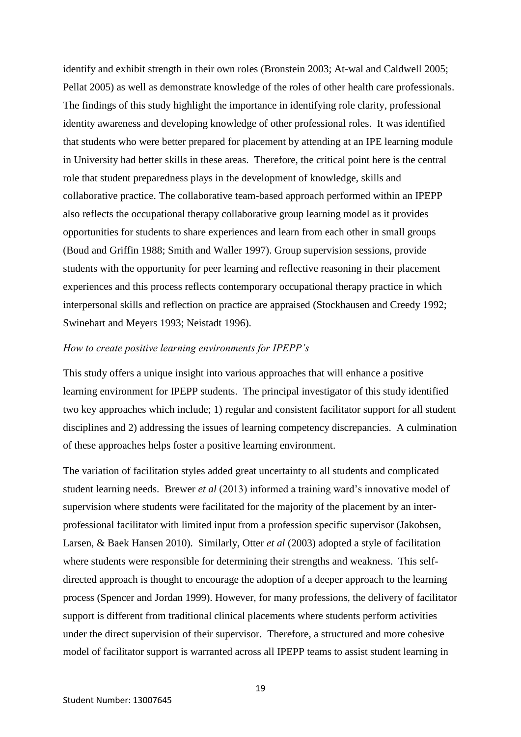identify and exhibit strength in their own roles (Bronstein 2003; At-wal and Caldwell 2005; Pellat 2005) as well as demonstrate knowledge of the roles of other health care professionals. The findings of this study highlight the importance in identifying role clarity, professional identity awareness and developing knowledge of other professional roles. It was identified that students who were better prepared for placement by attending at an IPE learning module in University had better skills in these areas. Therefore, the critical point here is the central role that student preparedness plays in the development of knowledge, skills and collaborative practice. The collaborative team-based approach performed within an IPEPP also reflects the occupational therapy collaborative group learning model as it provides opportunities for students to share experiences and learn from each other in small groups (Boud and Griffin 1988; Smith and Waller 1997). Group supervision sessions, provide students with the opportunity for peer learning and reflective reasoning in their placement experiences and this process reflects contemporary occupational therapy practice in which interpersonal skills and reflection on practice are appraised (Stockhausen and Creedy 1992; Swinehart and Meyers 1993; Neistadt 1996).

*How to create positive learning environments for IPEPP's*

This study offers a unique insight into various approaches that will enhance a positive learning environment for IPEPP students. The principal investigator of this study identified two key approaches which include; 1) regular and consistent facilitator support for all student disciplines and 2) addressing the issues of learning competency discrepancies. A culmination of these approaches helps foster a positive learning environment.

The variation of facilitation styles added great uncertainty to all students and complicated student learning needs. Brewer *et al* (2013) informed a training ward's innovative model of supervision where students were facilitated for the majority of the placement by an inter-professional facilitator with limited input from a profession specific supervisor (Jakobsen, Larsen, & Baek Hansen 2010). Similarly, Otter *et al* (2003) adopted a style of facilitation where students were responsible for determining their strengths and weakness. This self-directed approach is thought to encourage the adoption of a deeper approach to the learning process (Spencer and Jordan 1999). However, for many professions, the delivery of facilitator support is different from traditional clinical placements where students perform activities under the direct supervision of their supervisor. Therefore, a structured and more cohesive model of facilitator support is warranted across all IPEPP teams to assist student learning in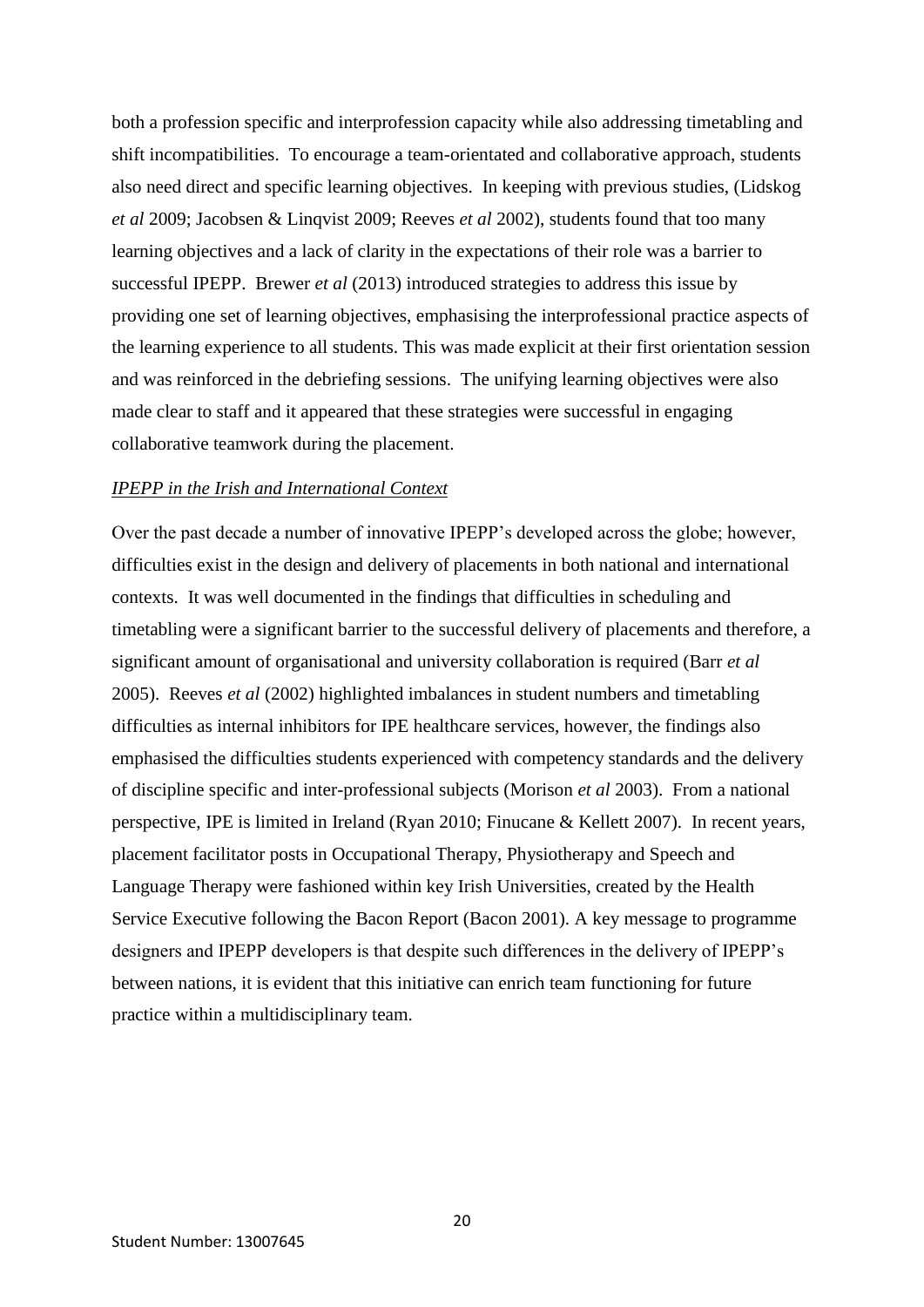both a profession specific and interprofession capacity while also addressing timetabling and shift incompatibilities. To encourage a team-orientated and collaborative approach, students also need direct and specific learning objectives. In keeping with previous studies, (Lidskog *et al* 2009; Jacobsen & Linqvist 2009; Reeves *et al* 2002), students found that too many learning objectives and a lack of clarity in the expectations of their role was a barrier to successful IPEPP. Brewer *et al* (2013) introduced strategies to address this issue by providing one set of learning objectives, emphasising the interprofessional practice aspects of the learning experience to all students. This was made explicit at their first orientation session and was reinforced in the debriefing sessions. The unifying learning objectives were also made clear to staff and it appeared that these strategies were successful in engaging collaborative teamwork during the placement.

*<u>IPEPP in the Irish and International Context</u>*

Over the past decade a number of innovative IPEPP's developed across the globe; however, difficulties exist in the design and delivery of placements in both national and international contexts. It was well documented in the findings that difficulties in scheduling and timetabling were a significant barrier to the successful delivery of placements and therefore, a significant amount of organisational and university collaboration is required (Barr *et al* 2005). Reeves *et al* (2002) highlighted imbalances in student numbers and timetabling difficulties as internal inhibitors for IPE healthcare services, however, the findings also emphasised the difficulties students experienced with competency standards and the delivery of discipline specific and inter-professional subjects (Morison *et al* 2003). From a national perspective, IPE is limited in Ireland (Ryan 2010; Finucane & Kellett 2007). In recent years, placement facilitator posts in Occupational Therapy, Physiotherapy and Speech and Language Therapy were fashioned within key Irish Universities, created by the Health Service Executive following the Bacon Report (Bacon 2001). A key message to programme designers and IPEPP developers is that despite such differences in the delivery of IPEPP's between nations, it is evident that this initiative can enrich team functioning for future practice within a multidisciplinary team.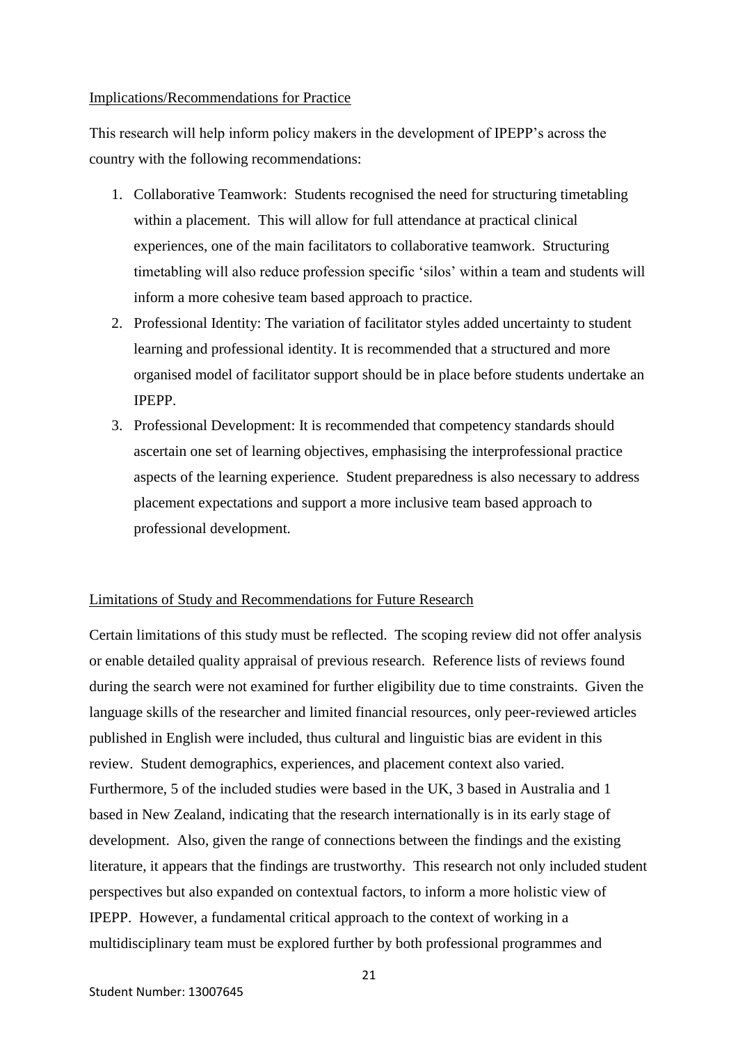## Implications/Recommendations for Practice

This research will help inform policy makers in the development of IPEPP's across the country with the following recommendations:

1. Collaborative Teamwork: Students recognised the need for structuring timetabling within a placement. This will allow for full attendance at practical clinical experiences, one of the main facilitators to collaborative teamwork. Structuring timetabling will also reduce profession specific 'silos' within a team and students will inform a more cohesive team based approach to practice.
2. Professional Identity: The variation of facilitator styles added uncertainty to student learning and professional identity. It is recommended that a structured and more organised model of facilitator support should be in place before students undertake an IPEPP.
3. Professional Development: It is recommended that competency standards should ascertain one set of learning objectives, emphasising the interprofessional practice aspects of the learning experience. Student preparedness is also necessary to address placement expectations and support a more inclusive team based approach to professional development.

## Limitations of Study and Recommendations for Future Research

Certain limitations of this study must be reflected. The scoping review did not offer analysis or enable detailed quality appraisal of previous research. Reference lists of reviews found during the search were not examined for further eligibility due to time constraints. Given the language skills of the researcher and limited financial resources, only peer-reviewed articles published in English were included, thus cultural and linguistic bias are evident in this review. Student demographics, experiences, and placement context also varied. Furthermore, 5 of the included studies were based in the UK, 3 based in Australia and 1 based in New Zealand, indicating that the research internationally is in its early stage of development. Also, given the range of connections between the findings and the existing literature, it appears that the findings are trustworthy. This research not only included student perspectives but also expanded on contextual factors, to inform a more holistic view of IPEPP. However, a fundamental critical approach to the context of working in a multidisciplinary team must be explored further by both professional programmes and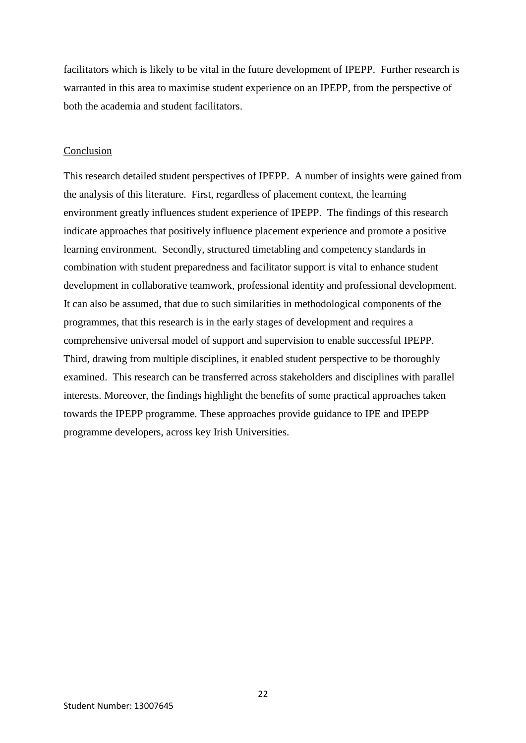facilitators which is likely to be vital in the future development of IPEPP. Further research is warranted in this area to maximise student experience on an IPEPP, from the perspective of both the academia and student facilitators.

## Conclusion

This research detailed student perspectives of IPEPP. A number of insights were gained from the analysis of this literature. First, regardless of placement context, the learning environment greatly influences student experience of IPEPP. The findings of this research indicate approaches that positively influence placement experience and promote a positive learning environment. Secondly, structured timetabling and competency standards in combination with student preparedness and facilitator support is vital to enhance student development in collaborative teamwork, professional identity and professional development. It can also be assumed, that due to such similarities in methodological components of the programmes, that this research is in the early stages of development and requires a comprehensive universal model of support and supervision to enable successful IPEPP. Third, drawing from multiple disciplines, it enabled student perspective to be thoroughly examined. This research can be transferred across stakeholders and disciplines with parallel interests. Moreover, the findings highlight the benefits of some practical approaches taken towards the IPEPP programme. These approaches provide guidance to IPE and IPEPP programme developers, across key Irish Universities.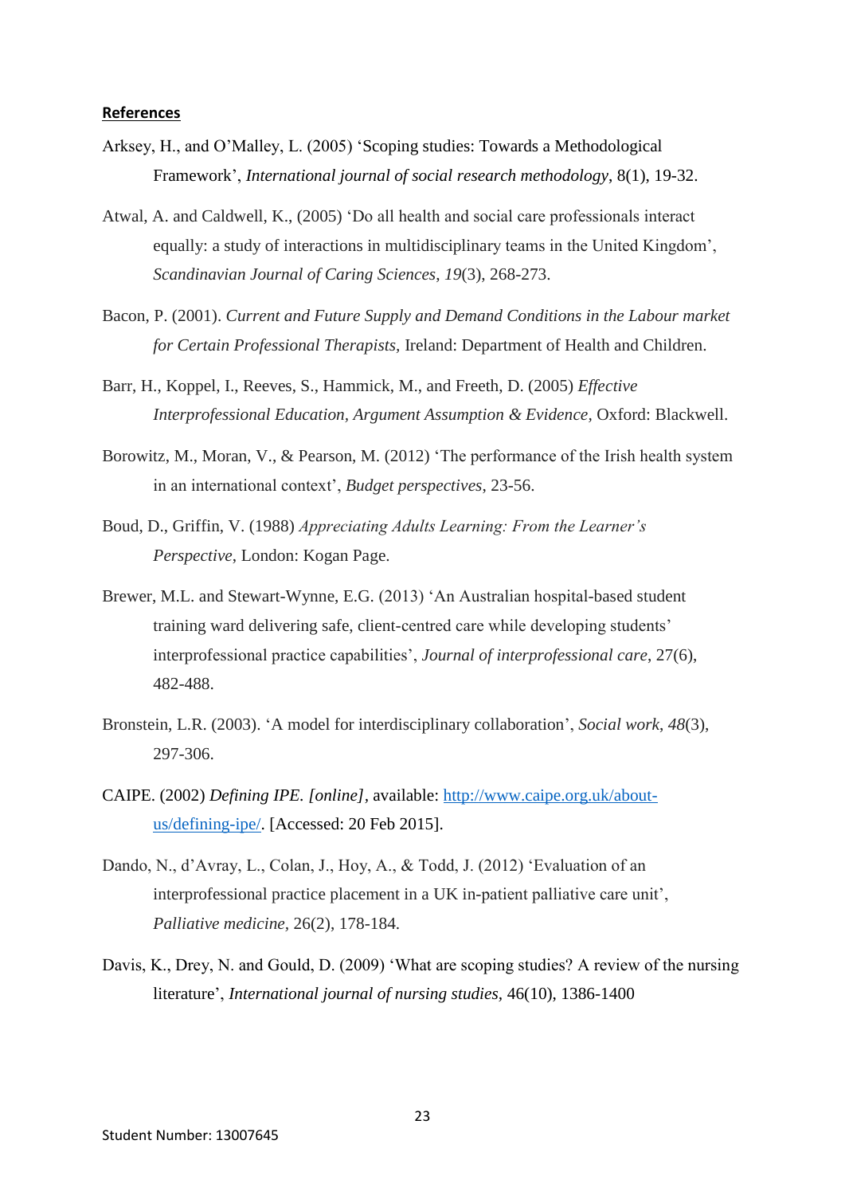**References**

Arksey, H., and O'Malley, L. (2005) 'Scoping studies: Towards a Methodological Framework', *International journal of social research methodology*, 8(1), 19-32.

Atwal, A. and Caldwell, K., (2005) 'Do all health and social care professionals interact equally: a study of interactions in multidisciplinary teams in the United Kingdom', *Scandinavian Journal of Caring Sciences*, *19*(3), 268-273.

Bacon, P. (2001). *Current and Future Supply and Demand Conditions in the Labour market for Certain Professional Therapists,* Ireland: Department of Health and Children.

Barr, H., Koppel, I., Reeves, S., Hammick, M., and Freeth, D. (2005) *Effective Interprofessional Education, Argument Assumption & Evidence,* Oxford: Blackwell.

Borowitz, M., Moran, V., & Pearson, M. (2012) 'The performance of the Irish health system in an international context', *Budget perspectives*, 23-56.

Boud, D., Griffin, V. (1988) *Appreciating Adults Learning: From the Learner's Perspective*, London: Kogan Page.

Brewer, M.L. and Stewart-Wynne, E.G. (2013) 'An Australian hospital-based student training ward delivering safe, client-centred care while developing students' interprofessional practice capabilities', *Journal of interprofessional care*, 27(6), 482-488.

Bronstein, L.R. (2003). 'A model for interdisciplinary collaboration', *Social work*, *48*(3), 297-306.

CAIPE. (2002) *Defining IPE. [online]*, available: [http://www.caipe.org.uk/about-us/defining-ipe/](http://www.caipe.org.uk/about-us/defining-ipe/). [Accessed: 20 Feb 2015].

Dando, N., d'Avray, L., Colan, J., Hoy, A., & Todd, J. (2012) 'Evaluation of an interprofessional practice placement in a UK in-patient palliative care unit', *Palliative medicine,* 26(2), 178-184.

Davis, K., Drey, N. and Gould, D. (2009) 'What are scoping studies? A review of the nursing literature', *International journal of nursing studies,* 46(10), 1386-1400

Student Number: 13007645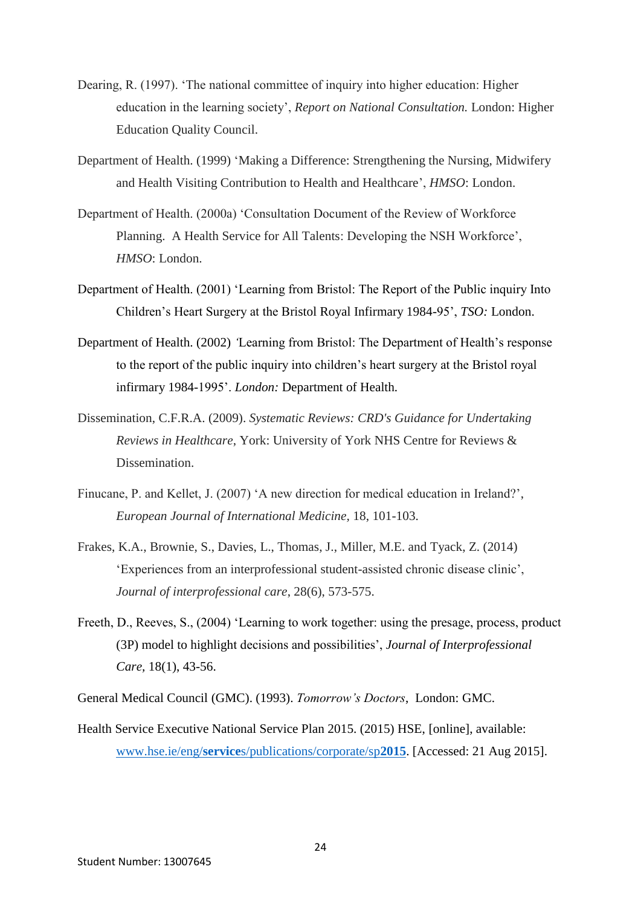Dearing, R. (1997). 'The national committee of inquiry into higher education: Higher education in the learning society', *Report on National Consultation.* London: Higher Education Quality Council.

Department of Health. (1999) 'Making a Difference: Strengthening the Nursing, Midwifery and Health Visiting Contribution to Health and Healthcare', *HMSO*: London.

Department of Health. (2000a) 'Consultation Document of the Review of Workforce Planning. A Health Service for All Talents: Developing the NSH Workforce', *HMSO*: London.

Department of Health. (2001) 'Learning from Bristol: The Report of the Public inquiry Into Children's Heart Surgery at the Bristol Royal Infirmary 1984-95', *TSO:* London.

Department of Health. (2002) 'Learning from Bristol: The Department of Health's response to the report of the public inquiry into children's heart surgery at the Bristol royal infirmary 1984-1995'. *London:* Department of Health.

Dissemination, C.F.R.A. (2009). *Systematic Reviews: CRD's Guidance for Undertaking Reviews in Healthcare*, York: University of York NHS Centre for Reviews & Dissemination.

Finucane, P. and Kellet, J. (2007) 'A new direction for medical education in Ireland?', *European Journal of International Medicine,* 18, 101-103.

Frakes, K.A., Brownie, S., Davies, L., Thomas, J., Miller, M.E. and Tyack, Z. (2014) 'Experiences from an interprofessional student-assisted chronic disease clinic', *Journal of interprofessional care*, 28(6), 573-575.

Freeth, D., Reeves, S., (2004) 'Learning to work together: using the presage, process, product (3P) model to highlight decisions and possibilities', *Journal of Interprofessional Care*, 18(1), 43-56.

General Medical Council (GMC). (1993). *Tomorrow's Doctors*, London: GMC.

Health Service Executive National Service Plan 2015. (2015) HSE, [online], available: [www.hse.ie/eng/**service**s/publications/corporate/sp**2015**](www.hse.ie/eng/services/publications/corporate/sp2015). [Accessed: 21 Aug 2015].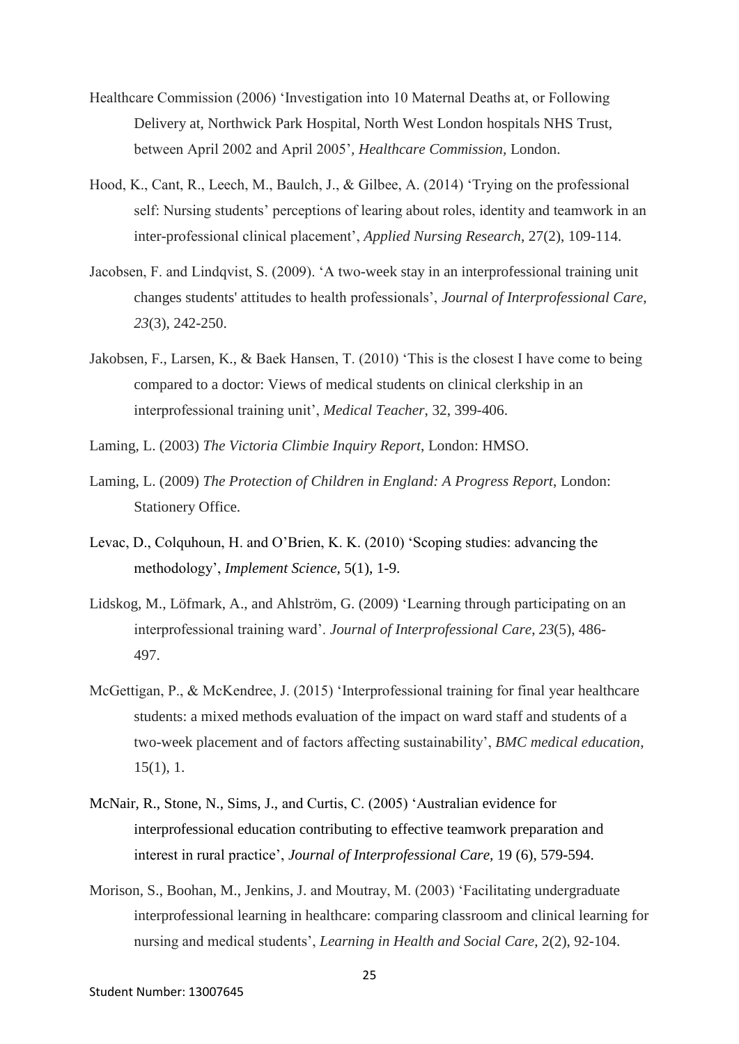Healthcare Commission (2006) 'Investigation into 10 Maternal Deaths at, or Following Delivery at, Northwick Park Hospital, North West London hospitals NHS Trust, between April 2002 and April 2005', *Healthcare Commission,* London.

Hood, K., Cant, R., Leech, M., Baulch, J., & Gilbee, A. (2014) 'Trying on the professional self: Nursing students' perceptions of learing about roles, identity and teamwork in an inter-professional clinical placement', *Applied Nursing Research*, 27(2), 109-114.

Jacobsen, F. and Lindqvist, S. (2009). 'A two-week stay in an interprofessional training unit changes students' attitudes to health professionals', *Journal of Interprofessional Care*, *23*(3), 242-250.

Jakobsen, F., Larsen, K., & Baek Hansen, T. (2010) 'This is the closest I have come to being compared to a doctor: Views of medical students on clinical clerkship in an interprofessional training unit', *Medical Teacher*, 32, 399-406.

Laming, L. (2003) *The Victoria Climbie Inquiry Report*, London: HMSO.

Laming, L. (2009) *The Protection of Children in England: A Progress Report*, London: Stationery Office.

Levac, D., Colquhoun, H. and O'Brien, K. K. (2010) 'Scoping studies: advancing the methodology', *Implement Science,* 5(1), 1-9.

Lidskog, M., Löfmark, A., and Ahlström, G. (2009) 'Learning through participating on an interprofessional training ward'. *Journal of Interprofessional Care*, *23*(5), 486-497.

McGettigan, P., & McKendree, J. (2015) 'Interprofessional training for final year healthcare students: a mixed methods evaluation of the impact on ward staff and students of a two-week placement and of factors affecting sustainability', *BMC medical education*, 15(1), 1.

McNair, R., Stone, N., Sims, J., and Curtis, C. (2005) 'Australian evidence for interprofessional education contributing to effective teamwork preparation and interest in rural practice', *Journal of Interprofessional Care,* 19 (6), 579-594.

Morison, S., Boohan, M., Jenkins, J. and Moutray, M. (2003) 'Facilitating undergraduate interprofessional learning in healthcare: comparing classroom and clinical learning for nursing and medical students', *Learning in Health and Social Care*, 2(2), 92-104.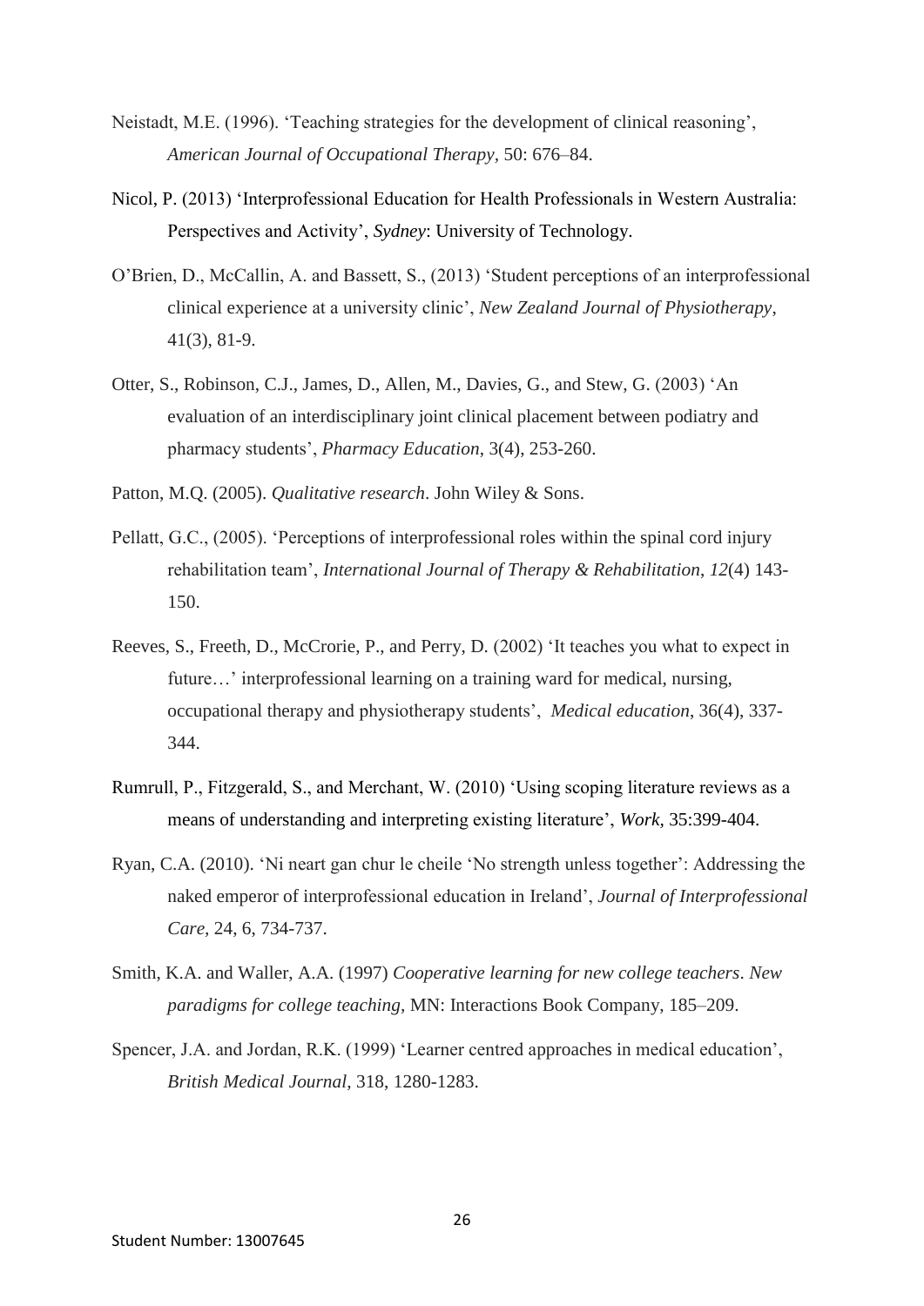Neistadt, M.E. (1996). 'Teaching strategies for the development of clinical reasoning', *American Journal of Occupational Therapy*, 50: 676–84.

Nicol, P. (2013) 'Interprofessional Education for Health Professionals in Western Australia: Perspectives and Activity', *Sydney*: University of Technology.

O'Brien, D., McCallin, A. and Bassett, S., (2013) 'Student perceptions of an interprofessional clinical experience at a university clinic', *New Zealand Journal of Physiotherapy*, 41(3), 81-9.

Otter, S., Robinson, C.J., James, D., Allen, M., Davies, G., and Stew, G. (2003) 'An evaluation of an interdisciplinary joint clinical placement between podiatry and pharmacy students', *Pharmacy Education*, 3(4), 253-260.

Patton, M.Q. (2005). *Qualitative research*. John Wiley & Sons.

Pellatt, G.C., (2005). 'Perceptions of interprofessional roles within the spinal cord injury rehabilitation team', *International Journal of Therapy & Rehabilitation*, *12*(4) 143-150.

Reeves, S., Freeth, D., McCrorie, P., and Perry, D. (2002) 'It teaches you what to expect in future…' interprofessional learning on a training ward for medical, nursing, occupational therapy and physiotherapy students', *Medical education*, 36(4), 337-344.

Rumrull, P., Fitzgerald, S., and Merchant, W. (2010) 'Using scoping literature reviews as a means of understanding and interpreting existing literature', *Work,* 35:399-404.

Ryan, C.A. (2010). 'Ni neart gan chur le cheile 'No strength unless together': Addressing the naked emperor of interprofessional education in Ireland', *Journal of Interprofessional Care*, 24, 6, 734-737.

Smith, K.A. and Waller, A.A. (1997) *Cooperative learning for new college teachers*. *New paradigms for college teaching*, MN: Interactions Book Company, 185–209.

Spencer, J.A. and Jordan, R.K. (1999) 'Learner centred approaches in medical education', *British Medical Journal,* 318, 1280-1283.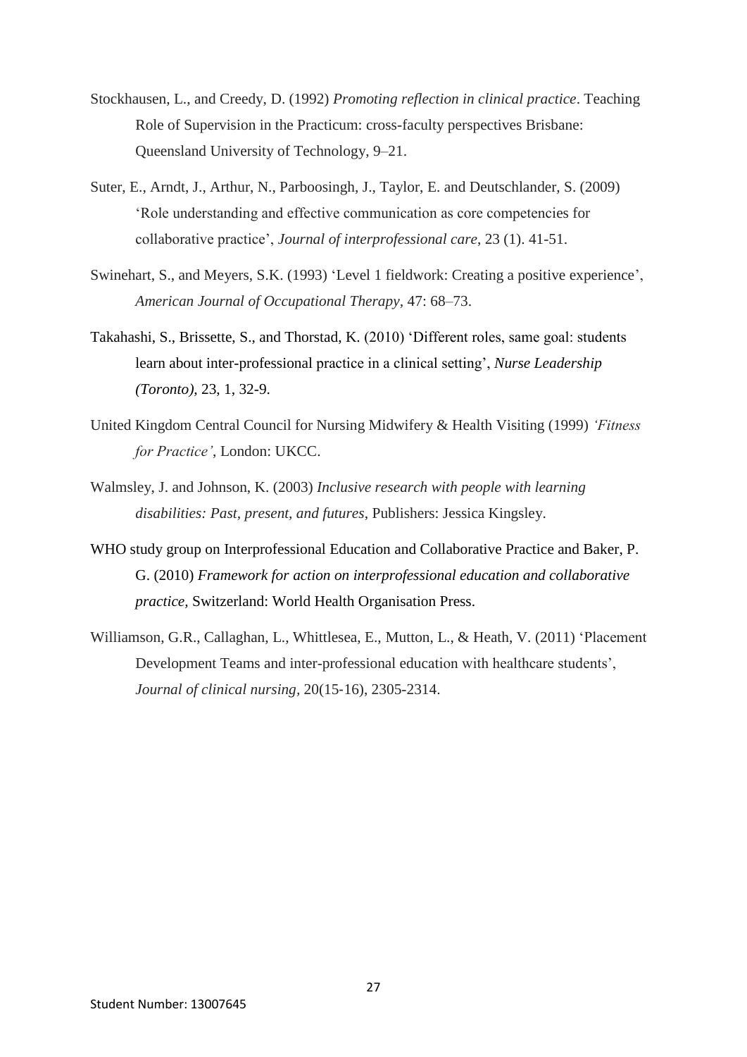Stockhausen, L., and Creedy, D. (1992) *Promoting reflection in clinical practice*. Teaching Role of Supervision in the Practicum: cross-faculty perspectives Brisbane: Queensland University of Technology, 9–21.

Suter, E., Arndt, J., Arthur, N., Parboosingh, J., Taylor, E. and Deutschlander, S. (2009) 'Role understanding and effective communication as core competencies for collaborative practice', *Journal of interprofessional care*, 23 (1). 41-51.

Swinehart, S., and Meyers, S.K. (1993) 'Level 1 fieldwork: Creating a positive experience', *American Journal of Occupational Therapy*, 47: 68–73.

Takahashi, S., Brissette, S., and Thorstad, K. (2010) 'Different roles, same goal: students learn about inter-professional practice in a clinical setting', *Nurse Leadership (Toronto)*, 23, 1, 32-9.

United Kingdom Central Council for Nursing Midwifery & Health Visiting (1999) *'Fitness for Practice'*, London: UKCC.

Walmsley, J. and Johnson, K. (2003) *Inclusive research with people with learning disabilities: Past, present, and futures*, Publishers: Jessica Kingsley.

WHO study group on Interprofessional Education and Collaborative Practice and Baker, P. G. (2010) *Framework for action on interprofessional education and collaborative practice,* Switzerland: World Health Organisation Press.

Williamson, G.R., Callaghan, L., Whittlesea, E., Mutton, L., & Heath, V. (2011) 'Placement Development Teams and inter-professional education with healthcare students', *Journal of clinical nursing*, 20(15-16), 2305-2314.